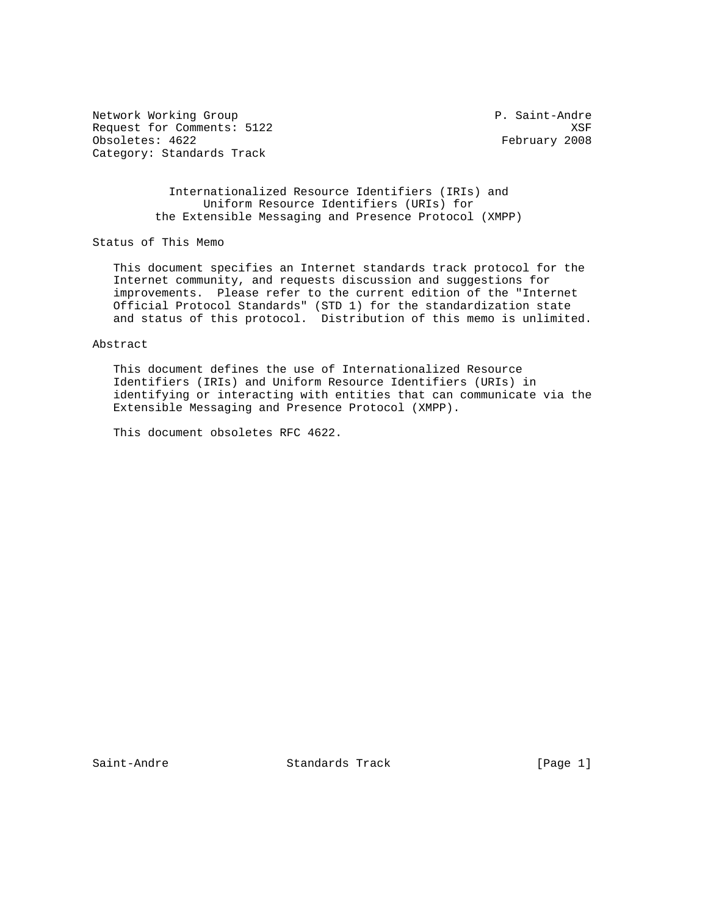Network Working Group P. Saint-Andre
Request for Comments: 5122 XSF
Obsoletes: 4622 February 2008
Category: Standards Track

# Internationalized Resource Identifiers (IRIs) and Uniform Resource Identifiers (URIs) for the Extensible Messaging and Presence Protocol (XMPP)

## Status of This Memo

This document specifies an Internet standards track protocol for the Internet community, and requests discussion and suggestions for improvements. Please refer to the current edition of the "Internet Official Protocol Standards" (STD 1) for the standardization state and status of this protocol. Distribution of this memo is unlimited.

## Abstract

This document defines the use of Internationalized Resource Identifiers (IRIs) and Uniform Resource Identifiers (URIs) in identifying or interacting with entities that can communicate via the Extensible Messaging and Presence Protocol (XMPP).

This document obsoletes RFC 4622.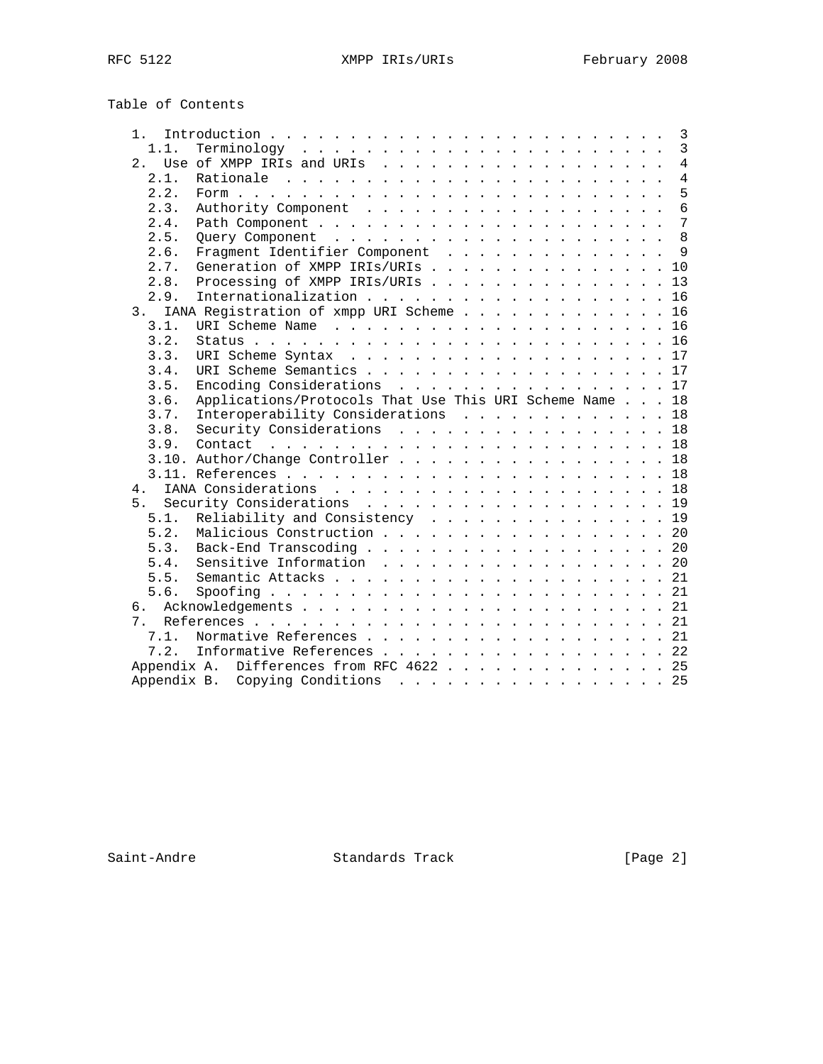Table of Contents

```
   1.  Introduction . . . . . . . . . . . . . . . . . . . . . . . . .  3
     1.1.  Terminology  . . . . . . . . . . . . . . . . . . . . . . .  3
   2.  Use of XMPP IRIs and URIs  . . . . . . . . . . . . . . . . . .  4
     2.1.  Rationale  . . . . . . . . . . . . . . . . . . . . . . . .  4
     2.2.  Form . . . . . . . . . . . . . . . . . . . . . . . . . . .  5
     2.3.  Authority Component  . . . . . . . . . . . . . . . . . . .  6
     2.4.  Path Component . . . . . . . . . . . . . . . . . . . . . .  7
     2.5.  Query Component  . . . . . . . . . . . . . . . . . . . . .  8
     2.6.  Fragment Identifier Component  . . . . . . . . . . . . . .  9
     2.7.  Generation of XMPP IRIs/URIs . . . . . . . . . . . . . . . 10
     2.8.  Processing of XMPP IRIs/URIs . . . . . . . . . . . . . . . 13
     2.9.  Internationalization . . . . . . . . . . . . . . . . . . . 16
   3.  IANA Registration of xmpp URI Scheme . . . . . . . . . . . . . 16
     3.1.  URI Scheme Name  . . . . . . . . . . . . . . . . . . . . . 16
     3.2.  Status . . . . . . . . . . . . . . . . . . . . . . . . . . 16
     3.3.  URI Scheme Syntax  . . . . . . . . . . . . . . . . . . . . 17
     3.4.  URI Scheme Semantics . . . . . . . . . . . . . . . . . . . 17
     3.5.  Encoding Considerations  . . . . . . . . . . . . . . . . . 17
     3.6.  Applications/Protocols That Use This URI Scheme Name . . . 18
     3.7.  Interoperability Considerations  . . . . . . . . . . . . . 18
     3.8.  Security Considerations  . . . . . . . . . . . . . . . . . 18
     3.9.  Contact  . . . . . . . . . . . . . . . . . . . . . . . . . 18
     3.10. Author/Change Controller . . . . . . . . . . . . . . . . . 18
     3.11. References . . . . . . . . . . . . . . . . . . . . . . . . 18
   4.  IANA Considerations  . . . . . . . . . . . . . . . . . . . . . 18
   5.  Security Considerations  . . . . . . . . . . . . . . . . . . . 19
     5.1.  Reliability and Consistency  . . . . . . . . . . . . . . . 19
     5.2.  Malicious Construction . . . . . . . . . . . . . . . . . . 20
     5.3.  Back-End Transcoding . . . . . . . . . . . . . . . . . . . 20
     5.4.  Sensitive Information  . . . . . . . . . . . . . . . . . . 20
     5.5.  Semantic Attacks . . . . . . . . . . . . . . . . . . . . . 21
     5.6.  Spoofing . . . . . . . . . . . . . . . . . . . . . . . . . 21
   6.  Acknowledgements . . . . . . . . . . . . . . . . . . . . . . . 21
   7.  References . . . . . . . . . . . . . . . . . . . . . . . . . . 21
     7.1.  Normative References . . . . . . . . . . . . . . . . . . . 21
     7.2.  Informative References . . . . . . . . . . . . . . . . . . 22
   Appendix A.  Differences from RFC 4622 . . . . . . . . . . . . . . 25
   Appendix B.  Copying Conditions  . . . . . . . . . . . . . . . . . 25
```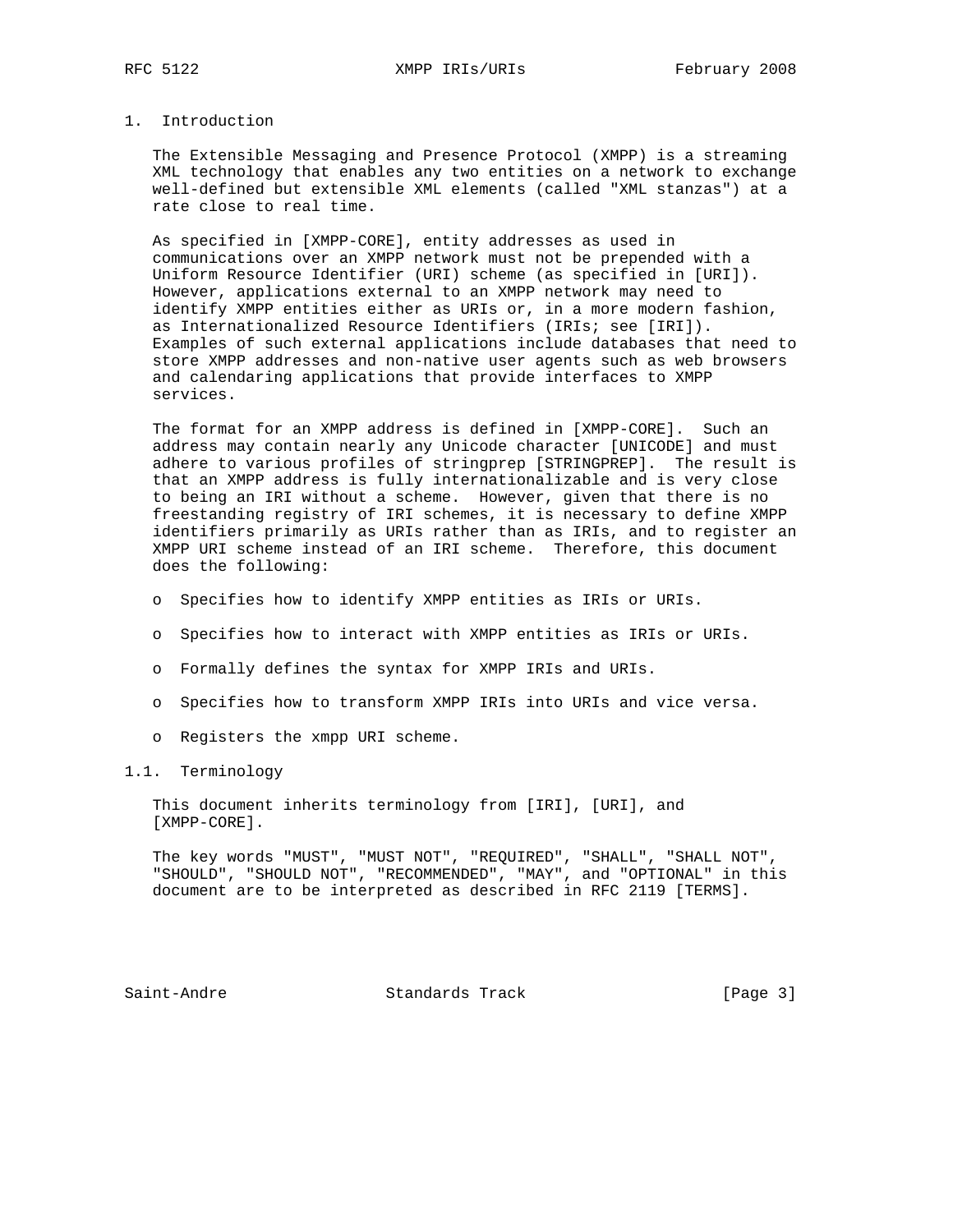# 1. Introduction

The Extensible Messaging and Presence Protocol (XMPP) is a streaming XML technology that enables any two entities on a network to exchange well-defined but extensible XML elements (called "XML stanzas") at a rate close to real time.

As specified in [XMPP-CORE], entity addresses as used in communications over an XMPP network must not be prepended with a Uniform Resource Identifier (URI) scheme (as specified in [URI]). However, applications external to an XMPP network may need to identify XMPP entities either as URIs or, in a more modern fashion, as Internationalized Resource Identifiers (IRIs; see [IRI]). Examples of such external applications include databases that need to store XMPP addresses and non-native user agents such as web browsers and calendaring applications that provide interfaces to XMPP services.

The format for an XMPP address is defined in [XMPP-CORE]. Such an address may contain nearly any Unicode character [UNICODE] and must adhere to various profiles of stringprep [STRINGPREP]. The result is that an XMPP address is fully internationalizable and is very close to being an IRI without a scheme. However, given that there is no freestanding registry of IRI schemes, it is necessary to define XMPP identifiers primarily as URIs rather than as IRIs, and to register an XMPP URI scheme instead of an IRI scheme. Therefore, this document does the following:

- Specifies how to identify XMPP entities as IRIs or URIs.
- Specifies how to interact with XMPP entities as IRIs or URIs.
- Formally defines the syntax for XMPP IRIs and URIs.
- Specifies how to transform XMPP IRIs into URIs and vice versa.
- Registers the xmpp URI scheme.

## 1.1. Terminology

This document inherits terminology from [IRI], [URI], and [XMPP-CORE].

The key words "MUST", "MUST NOT", "REQUIRED", "SHALL", "SHALL NOT", "SHOULD", "SHOULD NOT", "RECOMMENDED", "MAY", and "OPTIONAL" in this document are to be interpreted as described in RFC 2119 [TERMS].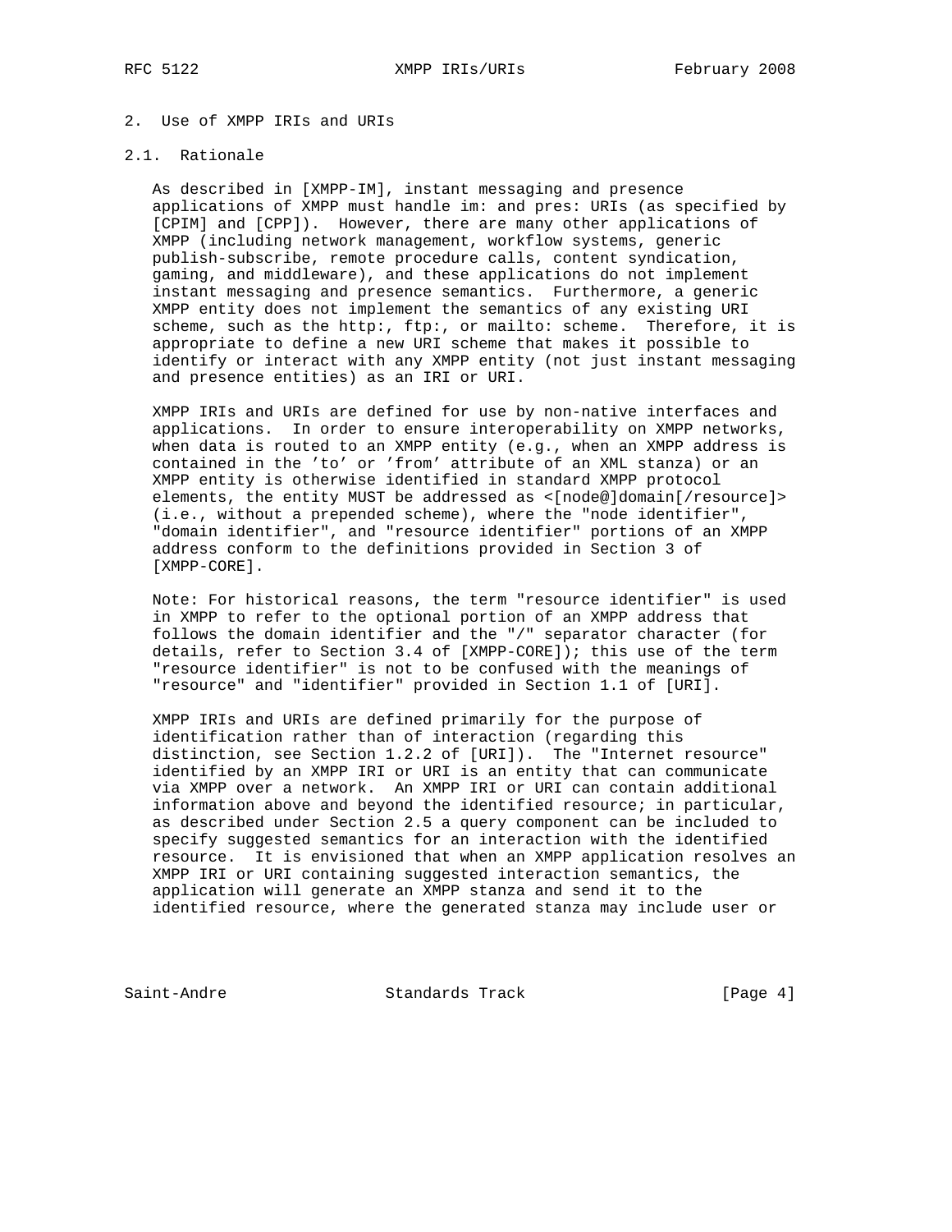## 2. Use of XMPP IRIs and URIs

### 2.1. Rationale

As described in [XMPP-IM], instant messaging and presence applications of XMPP must handle im: and pres: URIs (as specified by [CPIM] and [CPP]). However, there are many other applications of XMPP (including network management, workflow systems, generic publish-subscribe, remote procedure calls, content syndication, gaming, and middleware), and these applications do not implement instant messaging and presence semantics. Furthermore, a generic XMPP entity does not implement the semantics of any existing URI scheme, such as the http:, ftp:, or mailto: scheme. Therefore, it is appropriate to define a new URI scheme that makes it possible to identify or interact with any XMPP entity (not just instant messaging and presence entities) as an IRI or URI.

XMPP IRIs and URIs are defined for use by non-native interfaces and applications. In order to ensure interoperability on XMPP networks, when data is routed to an XMPP entity (e.g., when an XMPP address is contained in the 'to' or 'from' attribute of an XML stanza) or an XMPP entity is otherwise identified in standard XMPP protocol elements, the entity MUST be addressed as <[node@]domain[/resource]> (i.e., without a prepended scheme), where the "node identifier", "domain identifier", and "resource identifier" portions of an XMPP address conform to the definitions provided in Section 3 of [XMPP-CORE].

Note: For historical reasons, the term "resource identifier" is used in XMPP to refer to the optional portion of an XMPP address that follows the domain identifier and the "/" separator character (for details, refer to Section 3.4 of [XMPP-CORE]); this use of the term "resource identifier" is not to be confused with the meanings of "resource" and "identifier" provided in Section 1.1 of [URI].

XMPP IRIs and URIs are defined primarily for the purpose of identification rather than of interaction (regarding this distinction, see Section 1.2.2 of [URI]). The "Internet resource" identified by an XMPP IRI or URI is an entity that can communicate via XMPP over a network. An XMPP IRI or URI can contain additional information above and beyond the identified resource; in particular, as described under Section 2.5 a query component can be included to specify suggested semantics for an interaction with the identified resource. It is envisioned that when an XMPP application resolves an XMPP IRI or URI containing suggested interaction semantics, the application will generate an XMPP stanza and send it to the identified resource, where the generated stanza may include user or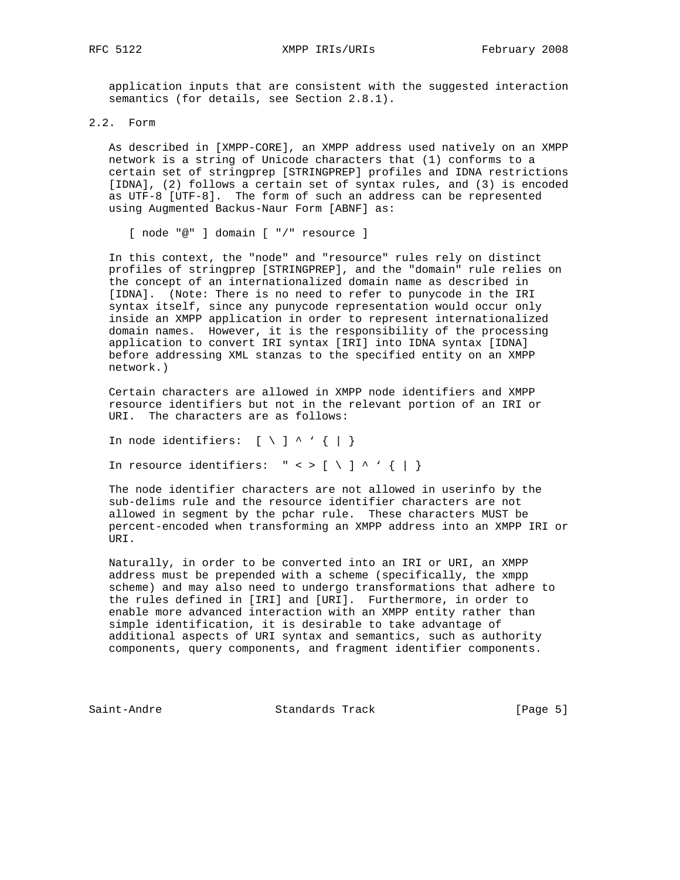application inputs that are consistent with the suggested interaction semantics (for details, see Section 2.8.1).

## 2.2. Form

As described in [XMPP-CORE], an XMPP address used natively on an XMPP network is a string of Unicode characters that (1) conforms to a certain set of stringprep [STRINGPREP] profiles and IDNA restrictions [IDNA], (2) follows a certain set of syntax rules, and (3) is encoded as UTF-8 [UTF-8]. The form of such an address can be represented using Augmented Backus-Naur Form [ABNF] as:

```
[ node "@" ] domain [ "/" resource ]
```

In this context, the "node" and "resource" rules rely on distinct profiles of stringprep [STRINGPREP], and the "domain" rule relies on the concept of an internationalized domain name as described in [IDNA]. (Note: There is no need to refer to punycode in the IRI syntax itself, since any punycode representation would occur only inside an XMPP application in order to represent internationalized domain names. However, it is the responsibility of the processing application to convert IRI syntax [IRI] into IDNA syntax [IDNA] before addressing XML stanzas to the specified entity on an XMPP network.)

Certain characters are allowed in XMPP node identifiers and XMPP resource identifiers but not in the relevant portion of an IRI or URI. The characters are as follows:

```
In node identifiers:  [ \ ] ^ ‘ { | }

In resource identifiers:  " < > [ \ ] ^ ‘ { | }
```

The node identifier characters are not allowed in userinfo by the sub-delims rule and the resource identifier characters are not allowed in segment by the pchar rule. These characters MUST be percent-encoded when transforming an XMPP address into an XMPP IRI or URI.

Naturally, in order to be converted into an IRI or URI, an XMPP address must be prepended with a scheme (specifically, the xmpp scheme) and may also need to undergo transformations that adhere to the rules defined in [IRI] and [URI]. Furthermore, in order to enable more advanced interaction with an XMPP entity rather than simple identification, it is desirable to take advantage of additional aspects of URI syntax and semantics, such as authority components, query components, and fragment identifier components.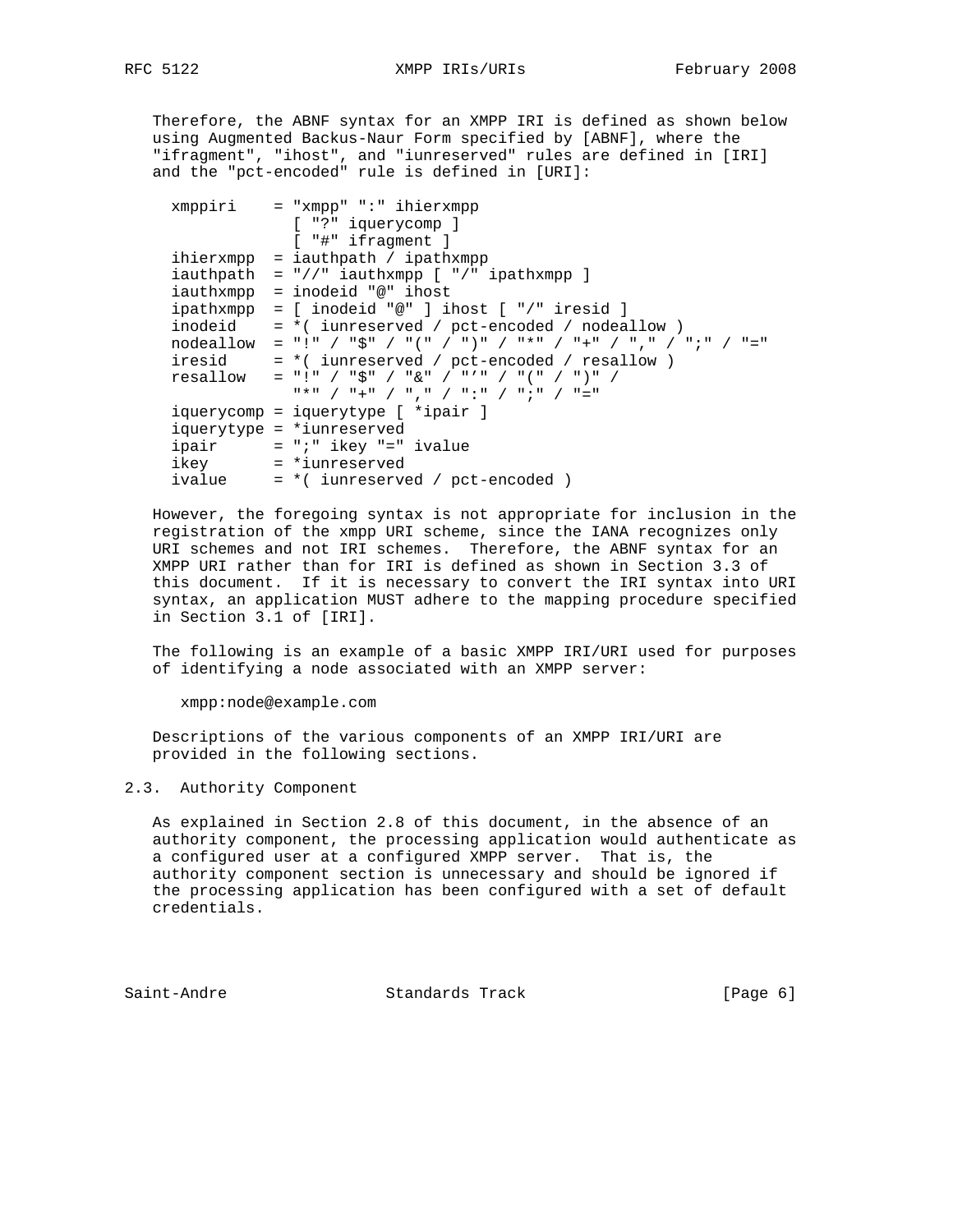Therefore, the ABNF syntax for an XMPP IRI is defined as shown below using Augmented Backus-Naur Form specified by [ABNF], where the "ifragment", "ihost", and "iunreserved" rules are defined in [IRI] and the "pct-encoded" rule is defined in [URI]:

```
xmppiri    = "xmpp" ":" ihierxmpp
             [ "?" iquerycomp ]
             [ "#" ifragment ]
ihierxmpp  = iauthpath / ipathxmpp
iauthpath  = "//" iauthxmpp [ "/" ipathxmpp ]
iauthxmpp  = inodeid "@" ihost
ipathxmpp  = [ inodeid "@" ] ihost [ "/" iresid ]
inodeid    = *( iunreserved / pct-encoded / nodeallow )
nodeallow  = "!" / "$" / "(" / ")" / "*" / "+" / "," / ";" / "="
iresid     = *( iunreserved / pct-encoded / resallow )
resallow   = "!" / "$" / "&" / "'" / "(" / ")" /
             "*" / "+" / "," / ":" / ";" / "="
iquerycomp = iquerytype [ *ipair ]
iquerytype = *iunreserved
ipair      = ";" ikey "=" ivalue
ikey       = *iunreserved
ivalue     = *( iunreserved / pct-encoded )
```

However, the foregoing syntax is not appropriate for inclusion in the registration of the xmpp URI scheme, since the IANA recognizes only URI schemes and not IRI schemes. Therefore, the ABNF syntax for an XMPP URI rather than for IRI is defined as shown in Section 3.3 of this document. If it is necessary to convert the IRI syntax into URI syntax, an application MUST adhere to the mapping procedure specified in Section 3.1 of [IRI].

The following is an example of a basic XMPP IRI/URI used for purposes of identifying a node associated with an XMPP server:

```
xmpp:node@example.com
```

Descriptions of the various components of an XMPP IRI/URI are provided in the following sections.

## 2.3. Authority Component

As explained in Section 2.8 of this document, in the absence of an authority component, the processing application would authenticate as a configured user at a configured XMPP server. That is, the authority component section is unnecessary and should be ignored if the processing application has been configured with a set of default credentials.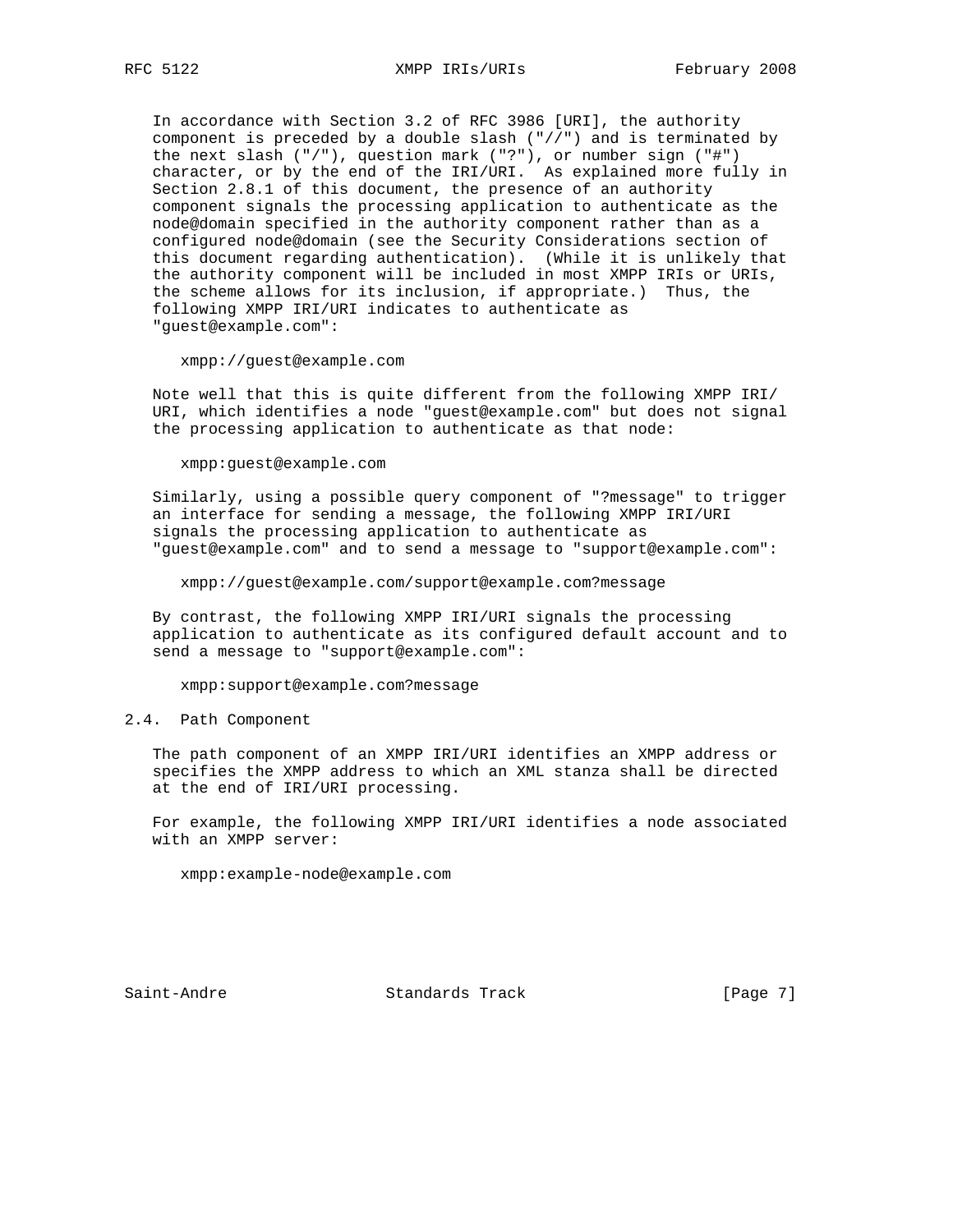In accordance with Section 3.2 of RFC 3986 [URI], the authority component is preceded by a double slash ("//") and is terminated by the next slash ("/"), question mark ("?"), or number sign ("#") character, or by the end of the IRI/URI. As explained more fully in Section 2.8.1 of this document, the presence of an authority component signals the processing application to authenticate as the node@domain specified in the authority component rather than as a configured node@domain (see the Security Considerations section of this document regarding authentication). (While it is unlikely that the authority component will be included in most XMPP IRIs or URIs, the scheme allows for its inclusion, if appropriate.) Thus, the following XMPP IRI/URI indicates to authenticate as "guest@example.com":

```
xmpp://guest@example.com
```

Note well that this is quite different from the following XMPP IRI/URI, which identifies a node "guest@example.com" but does not signal the processing application to authenticate as that node:

```
xmpp:guest@example.com
```

Similarly, using a possible query component of "?message" to trigger an interface for sending a message, the following XMPP IRI/URI signals the processing application to authenticate as "guest@example.com" and to send a message to "support@example.com":

```
xmpp://guest@example.com/support@example.com?message
```

By contrast, the following XMPP IRI/URI signals the processing application to authenticate as its configured default account and to send a message to "support@example.com":

```
xmpp:support@example.com?message
```

## 2.4. Path Component

The path component of an XMPP IRI/URI identifies an XMPP address or specifies the XMPP address to which an XML stanza shall be directed at the end of IRI/URI processing.

For example, the following XMPP IRI/URI identifies a node associated with an XMPP server:

```
xmpp:example-node@example.com
```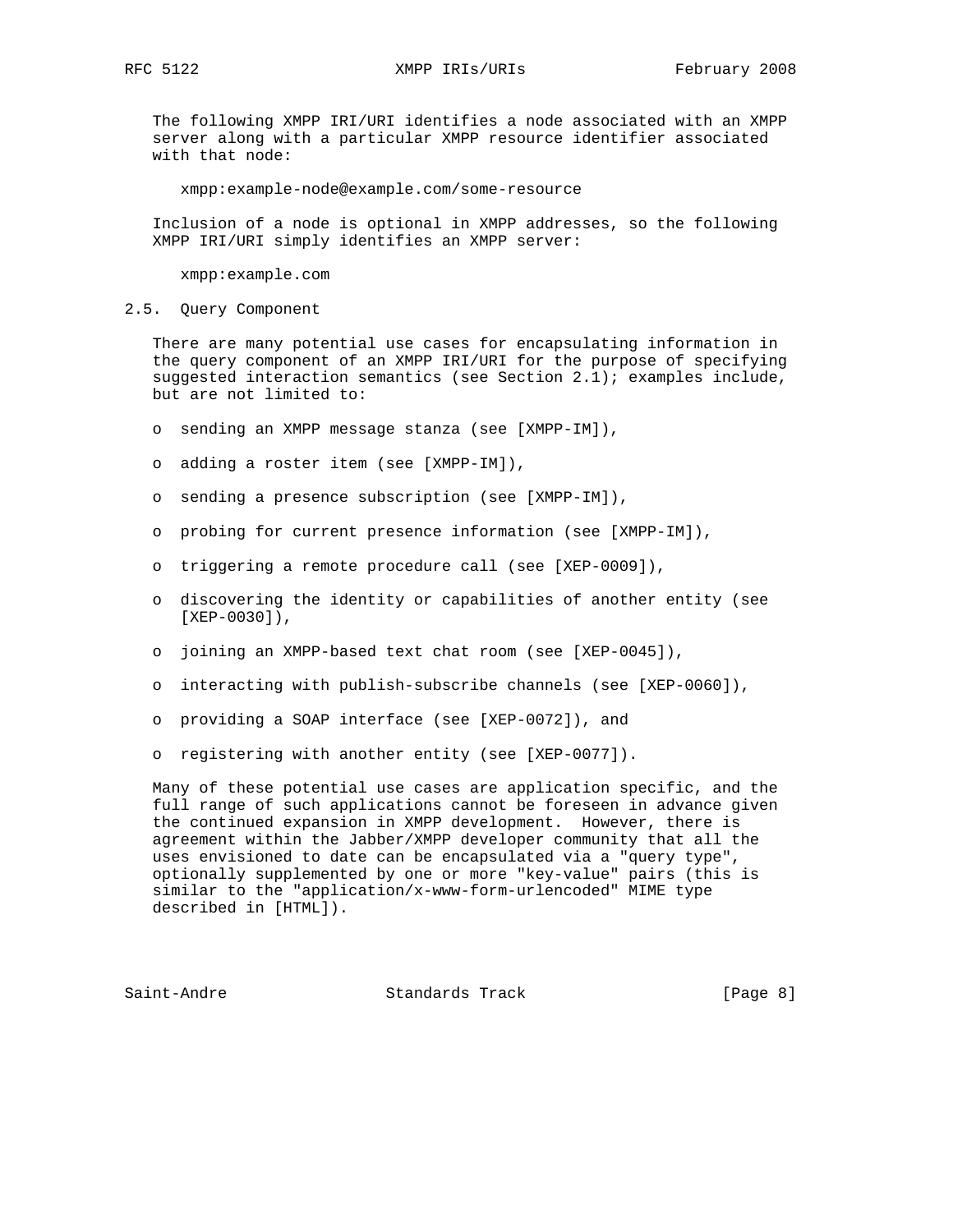The following XMPP IRI/URI identifies a node associated with an XMPP server along with a particular XMPP resource identifier associated with that node:

```
xmpp:example-node@example.com/some-resource
```

Inclusion of a node is optional in XMPP addresses, so the following XMPP IRI/URI simply identifies an XMPP server:

```
xmpp:example.com
```

## 2.5. Query Component

There are many potential use cases for encapsulating information in the query component of an XMPP IRI/URI for the purpose of specifying suggested interaction semantics (see Section 2.1); examples include, but are not limited to:

- sending an XMPP message stanza (see [XMPP-IM]),
- adding a roster item (see [XMPP-IM]),
- sending a presence subscription (see [XMPP-IM]),
- probing for current presence information (see [XMPP-IM]),
- triggering a remote procedure call (see [XEP-0009]),
- discovering the identity or capabilities of another entity (see [XEP-0030]),
- joining an XMPP-based text chat room (see [XEP-0045]),
- interacting with publish-subscribe channels (see [XEP-0060]),
- providing a SOAP interface (see [XEP-0072]), and
- registering with another entity (see [XEP-0077]).

Many of these potential use cases are application specific, and the full range of such applications cannot be foreseen in advance given the continued expansion in XMPP development. However, there is agreement within the Jabber/XMPP developer community that all the uses envisioned to date can be encapsulated via a "query type", optionally supplemented by one or more "key-value" pairs (this is similar to the "application/x-www-form-urlencoded" MIME type described in [HTML]).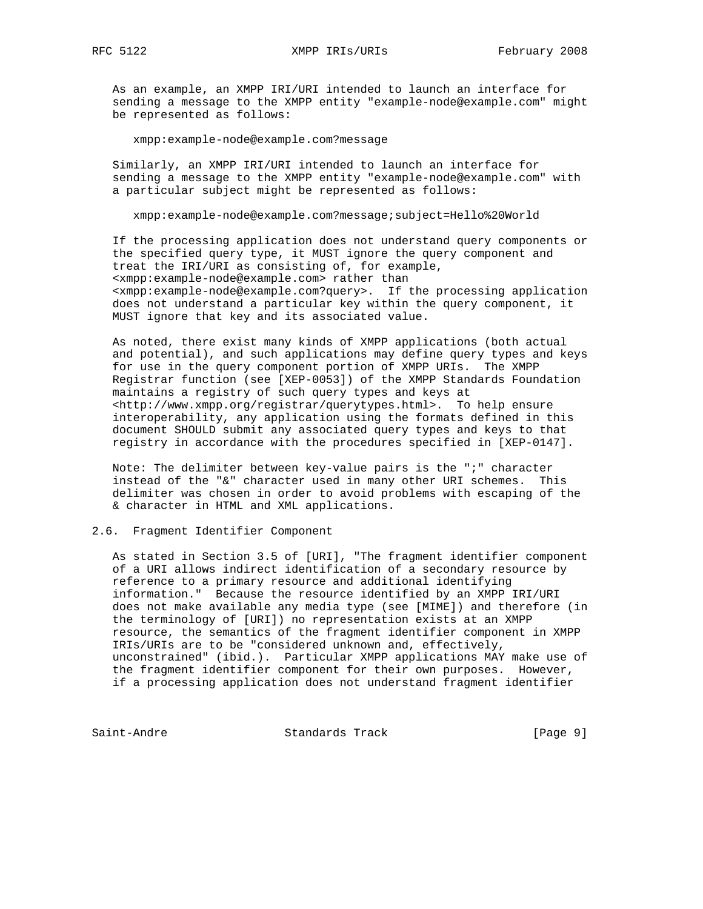As an example, an XMPP IRI/URI intended to launch an interface for sending a message to the XMPP entity "example-node@example.com" might be represented as follows:

```
xmpp:example-node@example.com?message
```

Similarly, an XMPP IRI/URI intended to launch an interface for sending a message to the XMPP entity "example-node@example.com" with a particular subject might be represented as follows:

```
xmpp:example-node@example.com?message;subject=Hello%20World
```

If the processing application does not understand query components or the specified query type, it MUST ignore the query component and treat the IRI/URI as consisting of, for example, <xmpp:example-node@example.com> rather than <xmpp:example-node@example.com?query>. If the processing application does not understand a particular key within the query component, it MUST ignore that key and its associated value.

As noted, there exist many kinds of XMPP applications (both actual and potential), and such applications may define query types and keys for use in the query component portion of XMPP URIs. The XMPP Registrar function (see [XEP-0053]) of the XMPP Standards Foundation maintains a registry of such query types and keys at <http://www.xmpp.org/registrar/querytypes.html>. To help ensure interoperability, any application using the formats defined in this document SHOULD submit any associated query types and keys to that registry in accordance with the procedures specified in [XEP-0147].

Note: The delimiter between key-value pairs is the ";" character instead of the "&" character used in many other URI schemes. This delimiter was chosen in order to avoid problems with escaping of the & character in HTML and XML applications.

### 2.6. Fragment Identifier Component

As stated in Section 3.5 of [URI], "The fragment identifier component of a URI allows indirect identification of a secondary resource by reference to a primary resource and additional identifying information." Because the resource identified by an XMPP IRI/URI does not make available any media type (see [MIME]) and therefore (in the terminology of [URI]) no representation exists at an XMPP resource, the semantics of the fragment identifier component in XMPP IRIs/URIs are to be "considered unknown and, effectively, unconstrained" (ibid.). Particular XMPP applications MAY make use of the fragment identifier component for their own purposes. However, if a processing application does not understand fragment identifier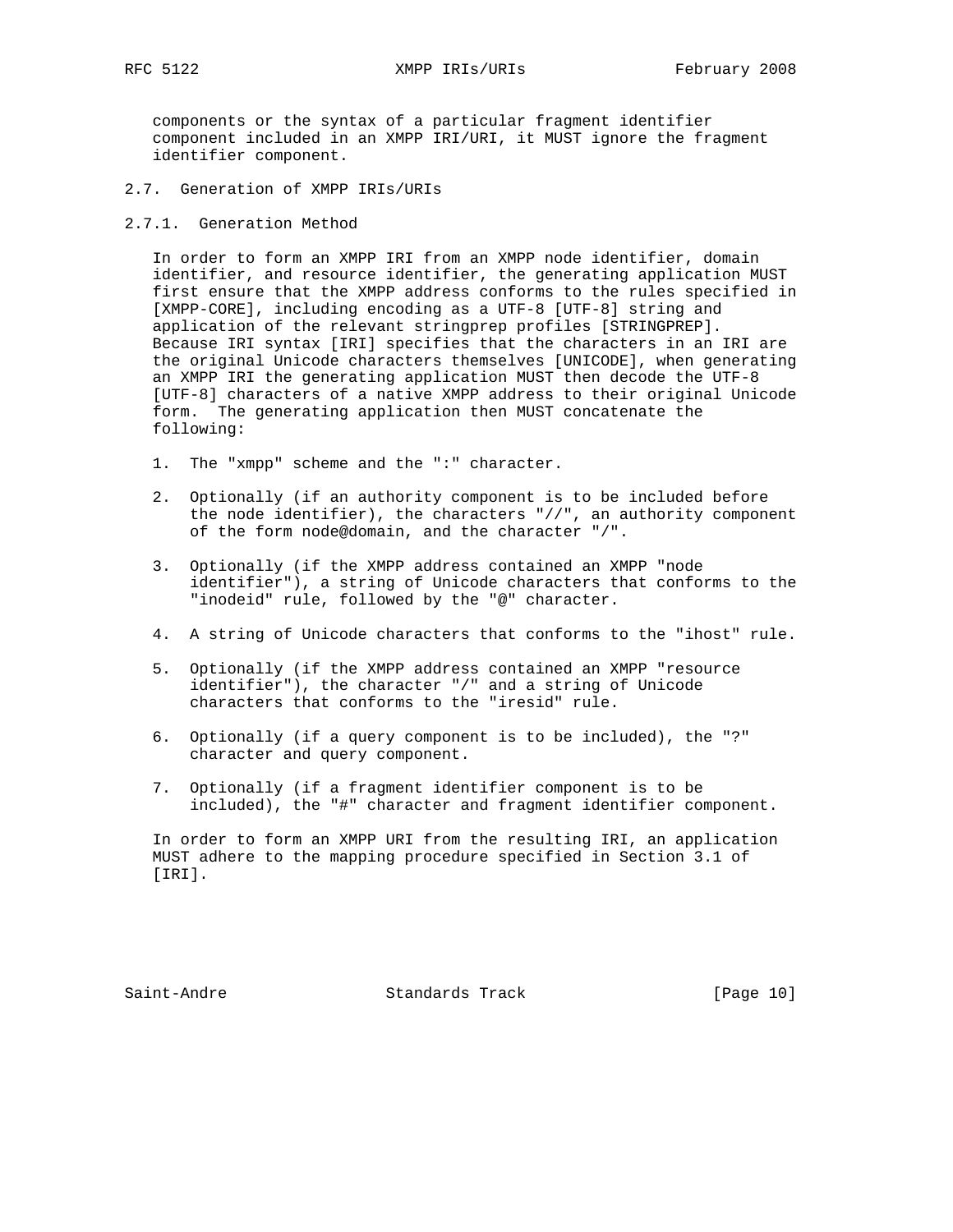components or the syntax of a particular fragment identifier component included in an XMPP IRI/URI, it MUST ignore the fragment identifier component.

### 2.7. Generation of XMPP IRIs/URIs

#### 2.7.1. Generation Method

In order to form an XMPP IRI from an XMPP node identifier, domain identifier, and resource identifier, the generating application MUST first ensure that the XMPP address conforms to the rules specified in [XMPP-CORE], including encoding as a UTF-8 [UTF-8] string and application of the relevant stringprep profiles [STRINGPREP]. Because IRI syntax [IRI] specifies that the characters in an IRI are the original Unicode characters themselves [UNICODE], when generating an XMPP IRI the generating application MUST then decode the UTF-8 [UTF-8] characters of a native XMPP address to their original Unicode form. The generating application then MUST concatenate the following:

1. The "xmpp" scheme and the ":" character.
2. Optionally (if an authority component is to be included before the node identifier), the characters "//", an authority component of the form node@domain, and the character "/".
3. Optionally (if the XMPP address contained an XMPP "node identifier"), a string of Unicode characters that conforms to the "inodeid" rule, followed by the "@" character.
4. A string of Unicode characters that conforms to the "ihost" rule.
5. Optionally (if the XMPP address contained an XMPP "resource identifier"), the character "/" and a string of Unicode characters that conforms to the "iresid" rule.
6. Optionally (if a query component is to be included), the "?" character and query component.
7. Optionally (if a fragment identifier component is to be included), the "#" character and fragment identifier component.

In order to form an XMPP URI from the resulting IRI, an application MUST adhere to the mapping procedure specified in Section 3.1 of [IRI].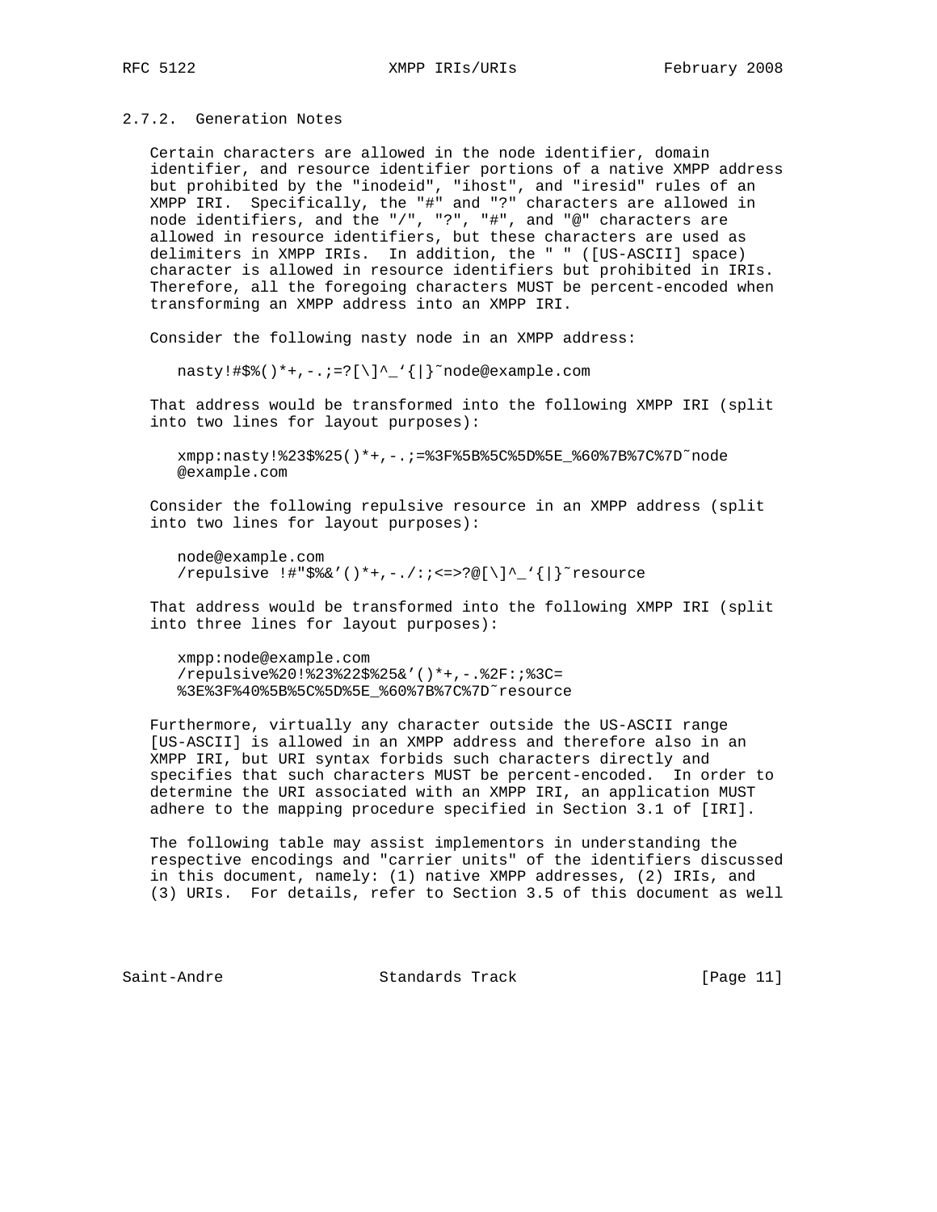### 2.7.2. Generation Notes

Certain characters are allowed in the node identifier, domain identifier, and resource identifier portions of a native XMPP address but prohibited by the "inodeid", "ihost", and "iresid" rules of an XMPP IRI. Specifically, the "#" and "?" characters are allowed in node identifiers, and the "/", "?", "#", and "@" characters are allowed in resource identifiers, but these characters are used as delimiters in XMPP IRIs. In addition, the " " ([US-ASCII] space) character is allowed in resource identifiers but prohibited in IRIs. Therefore, all the foregoing characters MUST be percent-encoded when transforming an XMPP address into an XMPP IRI.

Consider the following nasty node in an XMPP address:

```
nasty!#$%()*+,-.;=?[\]^_‘{|}˜node@example.com
```

That address would be transformed into the following XMPP IRI (split into two lines for layout purposes):

```
xmpp:nasty!%23$%25()*+,-.;=%3F%5B%5C%5D%5E_%60%7B%7C%7D˜node
@example.com
```

Consider the following repulsive resource in an XMPP address (split into two lines for layout purposes):

```
node@example.com
/repulsive !#"$%&’()*+,-./:;<=>?@[\]^_‘{|}˜resource
```

That address would be transformed into the following XMPP IRI (split into three lines for layout purposes):

```
xmpp:node@example.com
/repulsive%20!%23%22$%25&’()*+,-.%2F:;%3C=
%3E%3F%40%5B%5C%5D%5E_%60%7B%7C%7D˜resource
```

Furthermore, virtually any character outside the US-ASCII range [US-ASCII] is allowed in an XMPP address and therefore also in an XMPP IRI, but URI syntax forbids such characters directly and specifies that such characters MUST be percent-encoded. In order to determine the URI associated with an XMPP IRI, an application MUST adhere to the mapping procedure specified in Section 3.1 of [IRI].

The following table may assist implementors in understanding the respective encodings and "carrier units" of the identifiers discussed in this document, namely: (1) native XMPP addresses, (2) IRIs, and (3) URIs. For details, refer to Section 3.5 of this document as well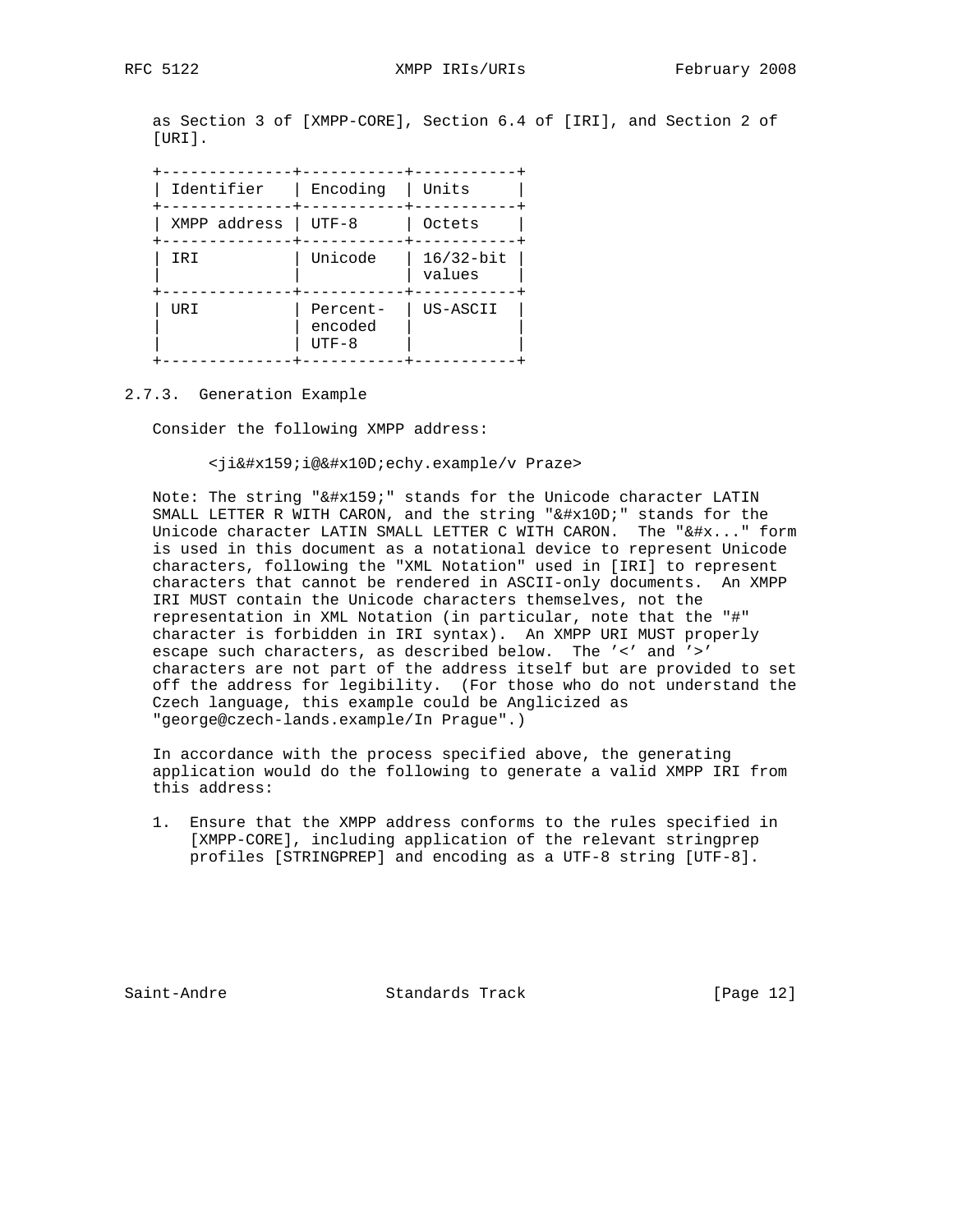as Section 3 of [XMPP-CORE], Section 6.4 of [IRI], and Section 2 of [URI].

| Identifier | Encoding | Units |
|---|---|---|
| XMPP address | UTF-8 | Octets |
| IRI | Unicode | 16/32-bit values |
| URI | Percent-encoded UTF-8 | US-ASCII |

### 2.7.3. Generation Example

Consider the following XMPP address:

```
<ji&#x159;i@&#x10D;echy.example/v Praze>
```

Note: The string "&#x159;" stands for the Unicode character LATIN SMALL LETTER R WITH CARON, and the string "&#x10D;" stands for the Unicode character LATIN SMALL LETTER C WITH CARON. The "&#x..." form is used in this document as a notational device to represent Unicode characters, following the "XML Notation" used in [IRI] to represent characters that cannot be rendered in ASCII-only documents. An XMPP IRI MUST contain the Unicode characters themselves, not the representation in XML Notation (in particular, note that the "#" character is forbidden in IRI syntax). An XMPP URI MUST properly escape such characters, as described below. The '<' and '>' characters are not part of the address itself but are provided to set off the address for legibility. (For those who do not understand the Czech language, this example could be Anglicized as "george@czech-lands.example/In Prague".)

In accordance with the process specified above, the generating application would do the following to generate a valid XMPP IRI from this address:

1. Ensure that the XMPP address conforms to the rules specified in [XMPP-CORE], including application of the relevant stringprep profiles [STRINGPREP] and encoding as a UTF-8 string [UTF-8].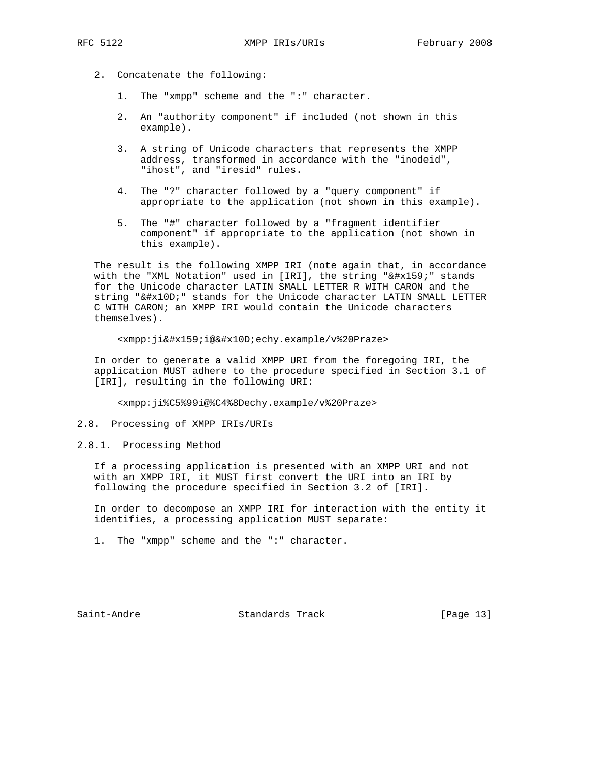2. Concatenate the following:

    1. The "xmpp" scheme and the ":" character.

    2. An "authority component" if included (not shown in this example).

    3. A string of Unicode characters that represents the XMPP address, transformed in accordance with the "inodeid", "ihost", and "iresid" rules.

    4. The "?" character followed by a "query component" if appropriate to the application (not shown in this example).

    5. The "#" character followed by a "fragment identifier component" if appropriate to the application (not shown in this example).

The result is the following XMPP IRI (note again that, in accordance with the "XML Notation" used in [IRI], the string "&#x159;" stands for the Unicode character LATIN SMALL LETTER R WITH CARON and the string "&#x10D;" stands for the Unicode character LATIN SMALL LETTER C WITH CARON; an XMPP IRI would contain the Unicode characters themselves).

```
<xmpp:ji&#x159;i@&#x10D;echy.example/v%20Praze>
```

In order to generate a valid XMPP URI from the foregoing IRI, the application MUST adhere to the procedure specified in Section 3.1 of [IRI], resulting in the following URI:

```
<xmpp:ji%C5%99i@%C4%8Dechy.example/v%20Praze>
```

## 2.8. Processing of XMPP IRIs/URIs

### 2.8.1. Processing Method

If a processing application is presented with an XMPP URI and not with an XMPP IRI, it MUST first convert the URI into an IRI by following the procedure specified in Section 3.2 of [IRI].

In order to decompose an XMPP IRI for interaction with the entity it identifies, a processing application MUST separate:

1. The "xmpp" scheme and the ":" character.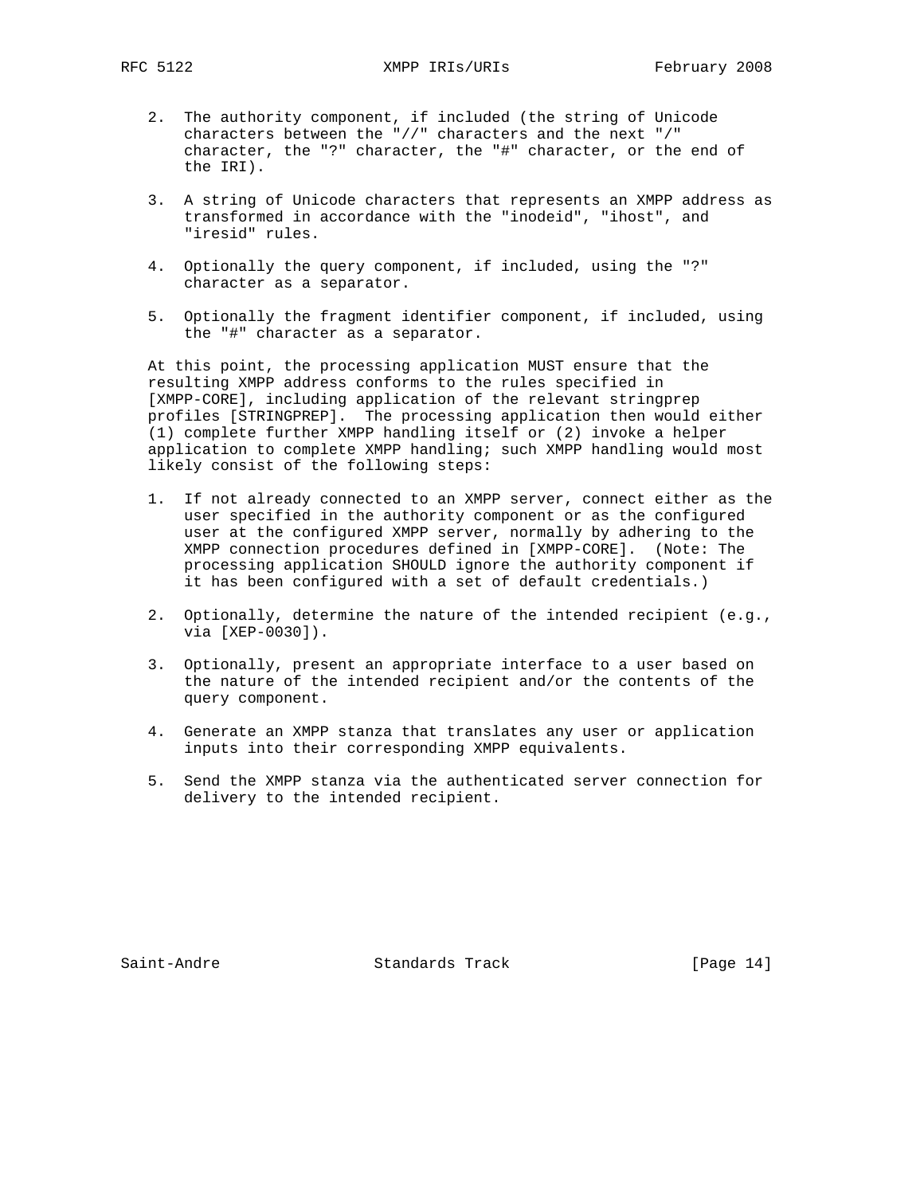2. The authority component, if included (the string of Unicode characters between the "//" characters and the next "/" character, the "?" character, the "#" character, or the end of the IRI).

3. A string of Unicode characters that represents an XMPP address as transformed in accordance with the "inodeid", "ihost", and "iresid" rules.

4. Optionally the query component, if included, using the "?" character as a separator.

5. Optionally the fragment identifier component, if included, using the "#" character as a separator.

At this point, the processing application MUST ensure that the resulting XMPP address conforms to the rules specified in [XMPP-CORE], including application of the relevant stringprep profiles [STRINGPREP]. The processing application then would either (1) complete further XMPP handling itself or (2) invoke a helper application to complete XMPP handling; such XMPP handling would most likely consist of the following steps:

1. If not already connected to an XMPP server, connect either as the user specified in the authority component or as the configured user at the configured XMPP server, normally by adhering to the XMPP connection procedures defined in [XMPP-CORE]. (Note: The processing application SHOULD ignore the authority component if it has been configured with a set of default credentials.)

2. Optionally, determine the nature of the intended recipient (e.g., via [XEP-0030]).

3. Optionally, present an appropriate interface to a user based on the nature of the intended recipient and/or the contents of the query component.

4. Generate an XMPP stanza that translates any user or application inputs into their corresponding XMPP equivalents.

5. Send the XMPP stanza via the authenticated server connection for delivery to the intended recipient.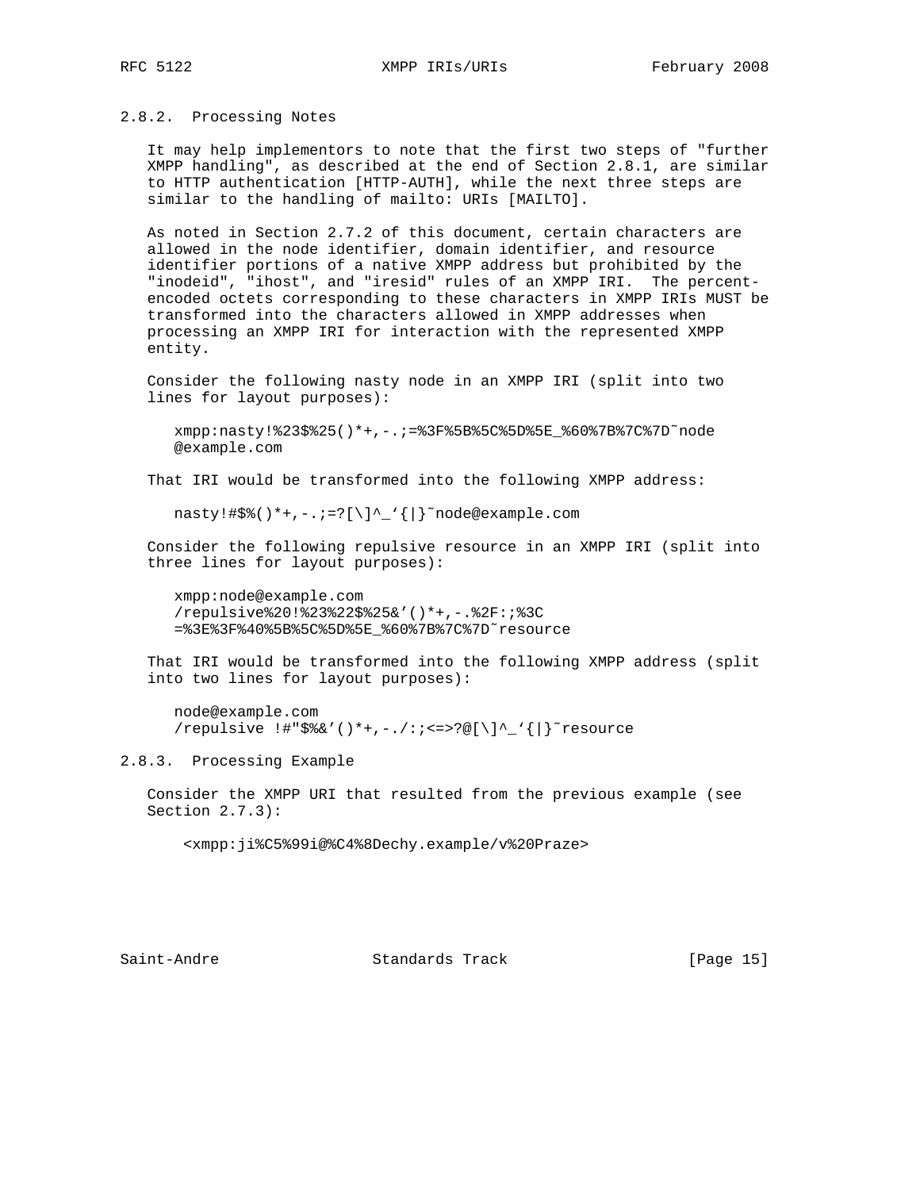### 2.8.2. Processing Notes

It may help implementors to note that the first two steps of "further XMPP handling", as described at the end of Section 2.8.1, are similar to HTTP authentication [HTTP-AUTH], while the next three steps are similar to the handling of mailto: URIs [MAILTO].

As noted in Section 2.7.2 of this document, certain characters are allowed in the node identifier, domain identifier, and resource identifier portions of a native XMPP address but prohibited by the "inodeid", "ihost", and "iresid" rules of an XMPP IRI. The percent-encoded octets corresponding to these characters in XMPP IRIs MUST be transformed into the characters allowed in XMPP addresses when processing an XMPP IRI for interaction with the represented XMPP entity.

Consider the following nasty node in an XMPP IRI (split into two lines for layout purposes):

```
xmpp:nasty!%23$%25()*+,-.;=%3F%5B%5C%5D%5E_%60%7B%7C%7D~node
@example.com
```

That IRI would be transformed into the following XMPP address:

```
nasty!#$%()*+,-.;=?[\]^_`{|}~node@example.com
```

Consider the following repulsive resource in an XMPP IRI (split into three lines for layout purposes):

```
xmpp:node@example.com
/repulsive%20!%23%22$%25&'()*+,-.%2F:;%3C
=%3E%3F%40%5B%5C%5D%5E_%60%7B%7C%7D~resource
```

That IRI would be transformed into the following XMPP address (split into two lines for layout purposes):

```
node@example.com
/repulsive !#"$%&'()*+,-./:;<=>?@[\]^_`{|}~resource
```

### 2.8.3. Processing Example

Consider the XMPP URI that resulted from the previous example (see Section 2.7.3):

```
<xmpp:ji%C5%99i@%C4%8Dechy.example/v%20Praze>
```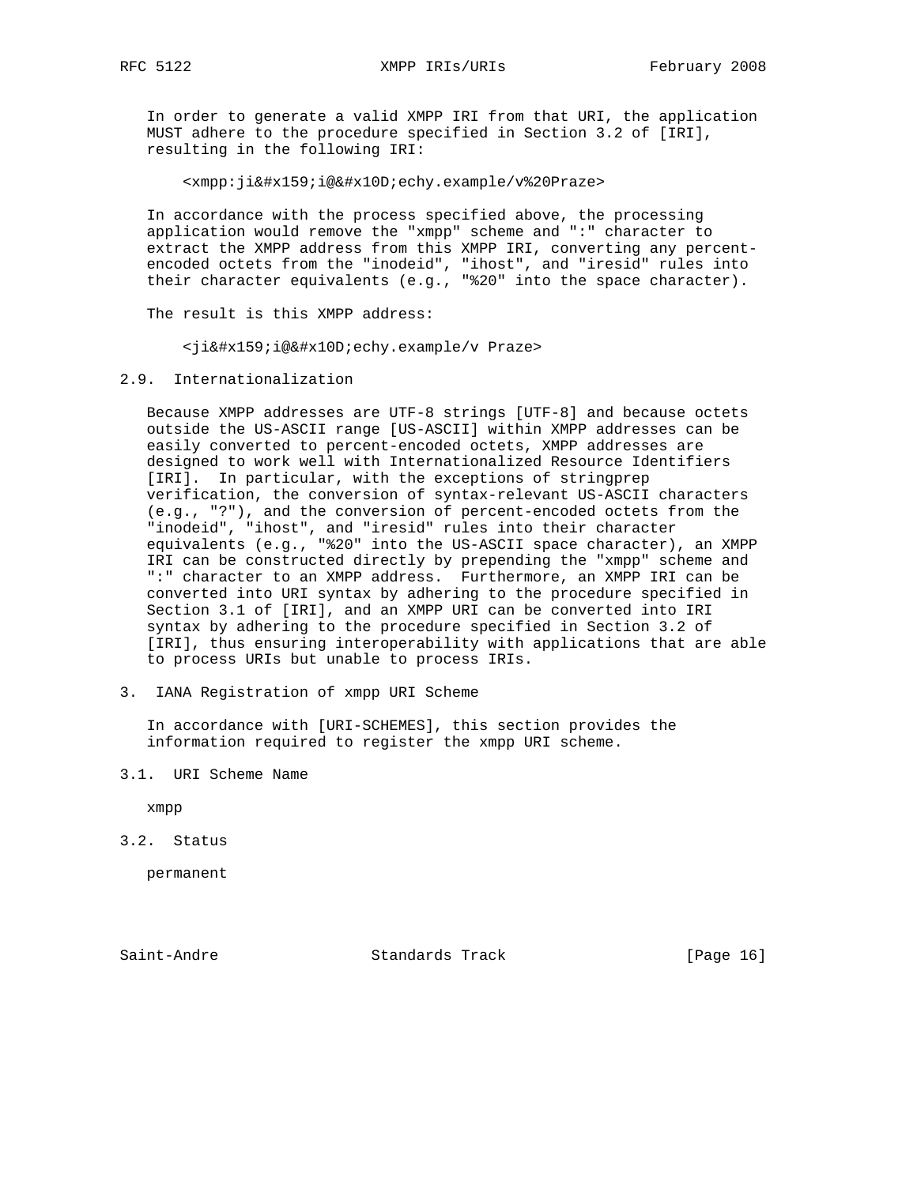In order to generate a valid XMPP IRI from that URI, the application MUST adhere to the procedure specified in Section 3.2 of [IRI], resulting in the following IRI:

```
<xmpp:ji&#x159;i@&#x10D;echy.example/v%20Praze>
```

In accordance with the process specified above, the processing application would remove the "xmpp" scheme and ":" character to extract the XMPP address from this XMPP IRI, converting any percent-encoded octets from the "inodeid", "ihost", and "iresid" rules into their character equivalents (e.g., "%20" into the space character).

The result is this XMPP address:

```
<ji&#x159;i@&#x10D;echy.example/v Praze>
```

## 2.9. Internationalization

Because XMPP addresses are UTF-8 strings [UTF-8] and because octets outside the US-ASCII range [US-ASCII] within XMPP addresses can be easily converted to percent-encoded octets, XMPP addresses are designed to work well with Internationalized Resource Identifiers [IRI]. In particular, with the exceptions of stringprep verification, the conversion of syntax-relevant US-ASCII characters (e.g., "?"), and the conversion of percent-encoded octets from the "inodeid", "ihost", and "iresid" rules into their character equivalents (e.g., "%20" into the US-ASCII space character), an XMPP IRI can be constructed directly by prepending the "xmpp" scheme and ":" character to an XMPP address. Furthermore, an XMPP IRI can be converted into URI syntax by adhering to the procedure specified in Section 3.1 of [IRI], and an XMPP URI can be converted into IRI syntax by adhering to the procedure specified in Section 3.2 of [IRI], thus ensuring interoperability with applications that are able to process URIs but unable to process IRIs.

# 3. IANA Registration of xmpp URI Scheme

In accordance with [URI-SCHEMES], this section provides the information required to register the xmpp URI scheme.

## 3.1. URI Scheme Name

xmpp

## 3.2. Status

permanent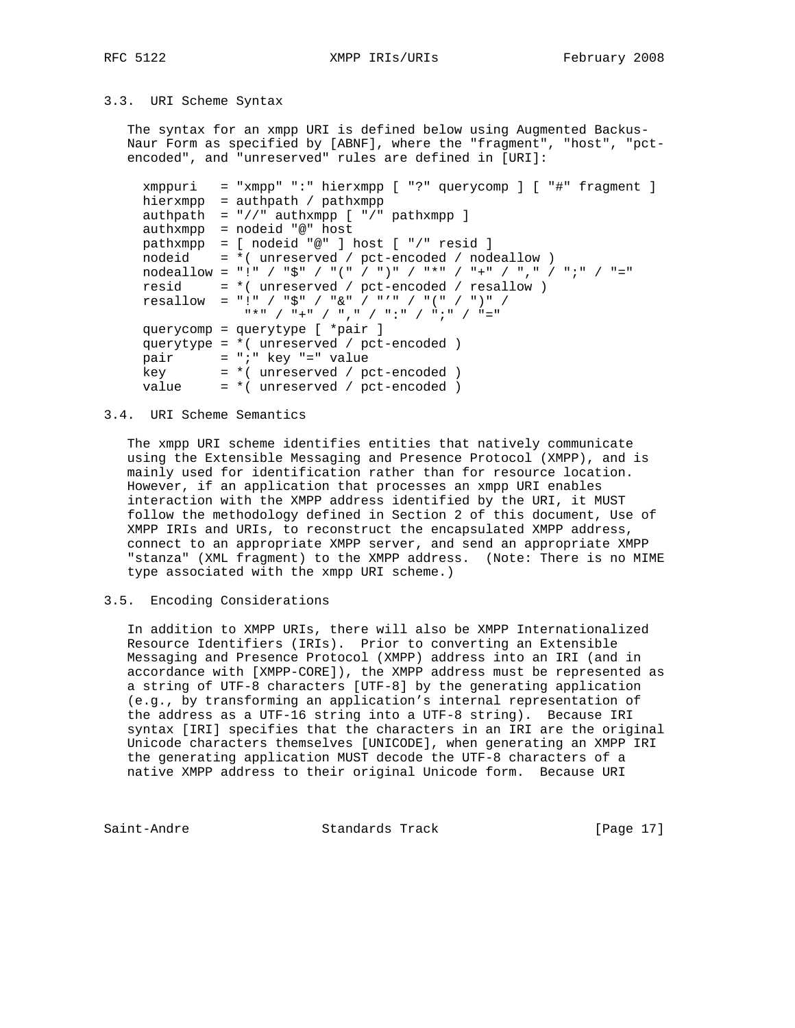### 3.3. URI Scheme Syntax

The syntax for an xmpp URI is defined below using Augmented Backus-Naur Form as specified by [ABNF], where the "fragment", "host", "pct-encoded", and "unreserved" rules are defined in [URI]:

```
xmppuri   = "xmpp" ":" hierxmpp [ "?" querycomp ] [ "#" fragment ]
hierxmpp  = authpath / pathxmpp
authpath  = "//" authxmpp [ "/" pathxmpp ]
authxmpp  = nodeid "@" host
pathxmpp  = [ nodeid "@" ] host [ "/" resid ]
nodeid    = *( unreserved / pct-encoded / nodeallow )
nodeallow = "!" / "$" / "(" / ")" / "*" / "+" / "," / ";" / "="
resid     = *( unreserved / pct-encoded / resallow )
resallow  = "!" / "$" / "&" / "'" / "(" / ")" /
            "*" / "+" / "," / ":" / ";" / "="
querycomp = querytype [ *pair ]
querytype = *( unreserved / pct-encoded )
pair      = ";" key "=" value
key       = *( unreserved / pct-encoded )
value     = *( unreserved / pct-encoded )
```

### 3.4. URI Scheme Semantics

The xmpp URI scheme identifies entities that natively communicate using the Extensible Messaging and Presence Protocol (XMPP), and is mainly used for identification rather than for resource location. However, if an application that processes an xmpp URI enables interaction with the XMPP address identified by the URI, it MUST follow the methodology defined in Section 2 of this document, Use of XMPP IRIs and URIs, to reconstruct the encapsulated XMPP address, connect to an appropriate XMPP server, and send an appropriate XMPP "stanza" (XML fragment) to the XMPP address. (Note: There is no MIME type associated with the xmpp URI scheme.)

### 3.5. Encoding Considerations

In addition to XMPP URIs, there will also be XMPP Internationalized Resource Identifiers (IRIs). Prior to converting an Extensible Messaging and Presence Protocol (XMPP) address into an IRI (and in accordance with [XMPP-CORE]), the XMPP address must be represented as a string of UTF-8 characters [UTF-8] by the generating application (e.g., by transforming an application's internal representation of the address as a UTF-16 string into a UTF-8 string). Because IRI syntax [IRI] specifies that the characters in an IRI are the original Unicode characters themselves [UNICODE], when generating an XMPP IRI the generating application MUST decode the UTF-8 characters of a native XMPP address to their original Unicode form. Because URI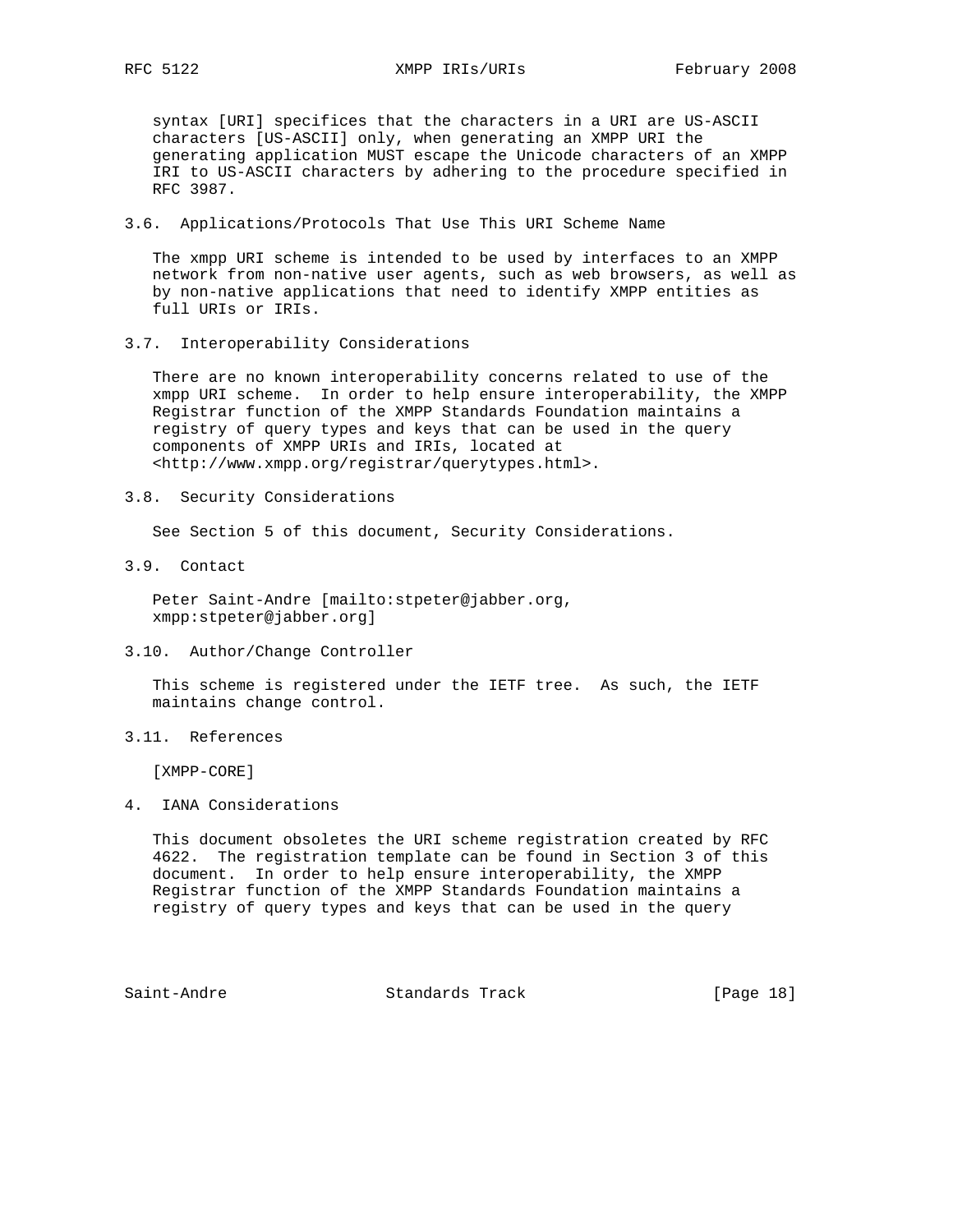syntax [URI] specifices that the characters in a URI are US-ASCII characters [US-ASCII] only, when generating an XMPP URI the generating application MUST escape the Unicode characters of an XMPP IRI to US-ASCII characters by adhering to the procedure specified in RFC 3987.

### 3.6. Applications/Protocols That Use This URI Scheme Name

The xmpp URI scheme is intended to be used by interfaces to an XMPP network from non-native user agents, such as web browsers, as well as by non-native applications that need to identify XMPP entities as full URIs or IRIs.

### 3.7. Interoperability Considerations

There are no known interoperability concerns related to use of the xmpp URI scheme. In order to help ensure interoperability, the XMPP Registrar function of the XMPP Standards Foundation maintains a registry of query types and keys that can be used in the query components of XMPP URIs and IRIs, located at <http://www.xmpp.org/registrar/querytypes.html>.

### 3.8. Security Considerations

See Section 5 of this document, Security Considerations.

### 3.9. Contact

Peter Saint-Andre [mailto:stpeter@jabber.org, xmpp:stpeter@jabber.org]

### 3.10. Author/Change Controller

This scheme is registered under the IETF tree. As such, the IETF maintains change control.

### 3.11. References

[XMPP-CORE]

## 4. IANA Considerations

This document obsoletes the URI scheme registration created by RFC 4622. The registration template can be found in Section 3 of this document. In order to help ensure interoperability, the XMPP Registrar function of the XMPP Standards Foundation maintains a registry of query types and keys that can be used in the query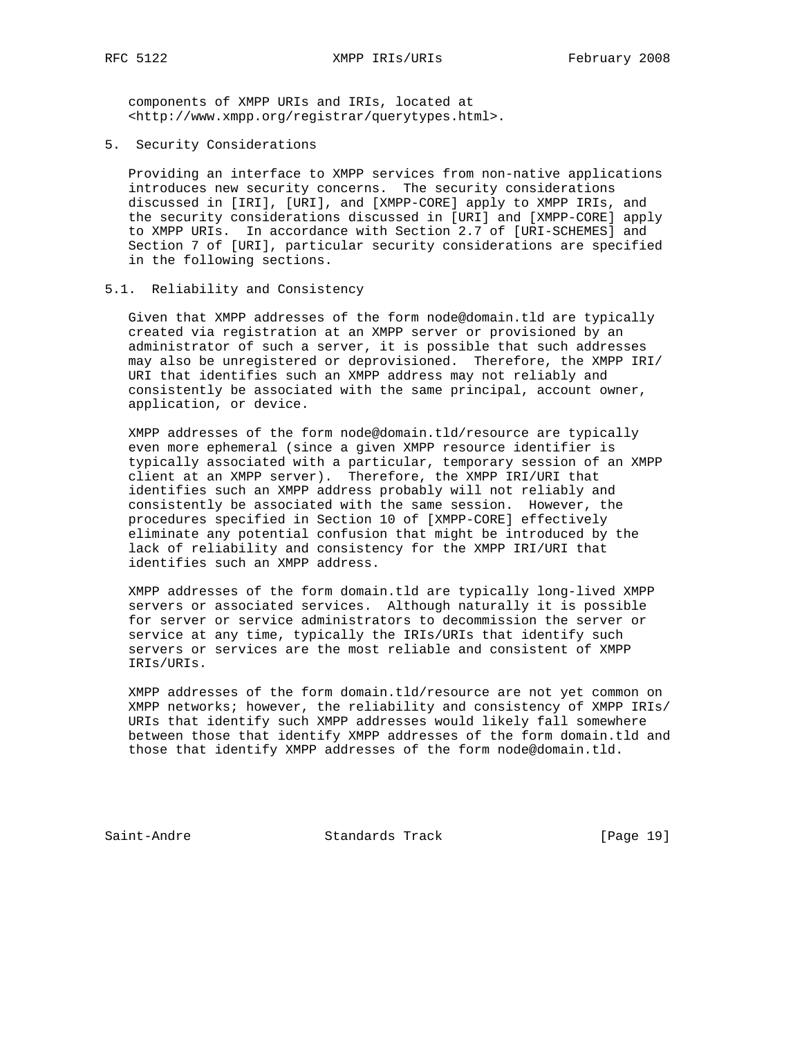components of XMPP URIs and IRIs, located at <http://www.xmpp.org/registrar/querytypes.html>.

## 5. Security Considerations

Providing an interface to XMPP services from non-native applications introduces new security concerns. The security considerations discussed in [IRI], [URI], and [XMPP-CORE] apply to XMPP IRIs, and the security considerations discussed in [URI] and [XMPP-CORE] apply to XMPP URIs. In accordance with Section 2.7 of [URI-SCHEMES] and Section 7 of [URI], particular security considerations are specified in the following sections.

### 5.1. Reliability and Consistency

Given that XMPP addresses of the form node@domain.tld are typically created via registration at an XMPP server or provisioned by an administrator of such a server, it is possible that such addresses may also be unregistered or deprovisioned. Therefore, the XMPP IRI/URI that identifies such an XMPP address may not reliably and consistently be associated with the same principal, account owner, application, or device.

XMPP addresses of the form node@domain.tld/resource are typically even more ephemeral (since a given XMPP resource identifier is typically associated with a particular, temporary session of an XMPP client at an XMPP server). Therefore, the XMPP IRI/URI that identifies such an XMPP address probably will not reliably and consistently be associated with the same session. However, the procedures specified in Section 10 of [XMPP-CORE] effectively eliminate any potential confusion that might be introduced by the lack of reliability and consistency for the XMPP IRI/URI that identifies such an XMPP address.

XMPP addresses of the form domain.tld are typically long-lived XMPP servers or associated services. Although naturally it is possible for server or service administrators to decommission the server or service at any time, typically the IRIs/URIs that identify such servers or services are the most reliable and consistent of XMPP IRIs/URIs.

XMPP addresses of the form domain.tld/resource are not yet common on XMPP networks; however, the reliability and consistency of XMPP IRIs/URIs that identify such XMPP addresses would likely fall somewhere between those that identify XMPP addresses of the form domain.tld and those that identify XMPP addresses of the form node@domain.tld.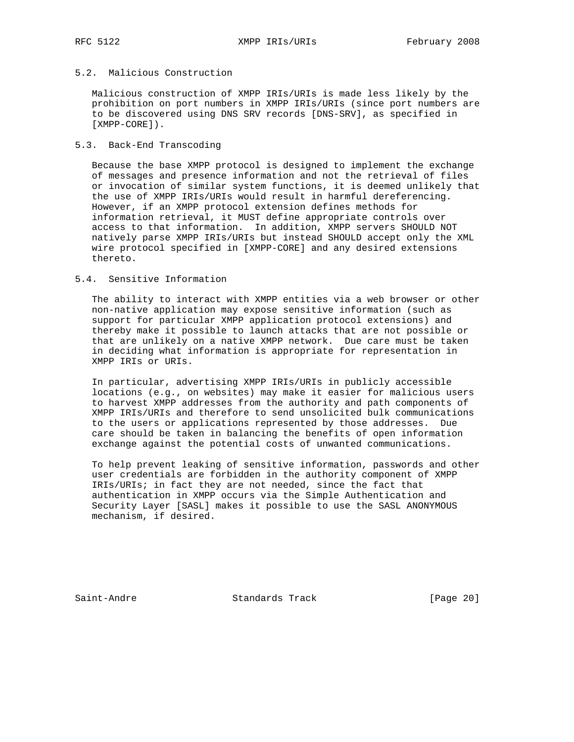### 5.2. Malicious Construction

Malicious construction of XMPP IRIs/URIs is made less likely by the prohibition on port numbers in XMPP IRIs/URIs (since port numbers are to be discovered using DNS SRV records [DNS-SRV], as specified in [XMPP-CORE]).

### 5.3. Back-End Transcoding

Because the base XMPP protocol is designed to implement the exchange of messages and presence information and not the retrieval of files or invocation of similar system functions, it is deemed unlikely that the use of XMPP IRIs/URIs would result in harmful dereferencing. However, if an XMPP protocol extension defines methods for information retrieval, it MUST define appropriate controls over access to that information. In addition, XMPP servers SHOULD NOT natively parse XMPP IRIs/URIs but instead SHOULD accept only the XML wire protocol specified in [XMPP-CORE] and any desired extensions thereto.

### 5.4. Sensitive Information

The ability to interact with XMPP entities via a web browser or other non-native application may expose sensitive information (such as support for particular XMPP application protocol extensions) and thereby make it possible to launch attacks that are not possible or that are unlikely on a native XMPP network. Due care must be taken in deciding what information is appropriate for representation in XMPP IRIs or URIs.

In particular, advertising XMPP IRIs/URIs in publicly accessible locations (e.g., on websites) may make it easier for malicious users to harvest XMPP addresses from the authority and path components of XMPP IRIs/URIs and therefore to send unsolicited bulk communications to the users or applications represented by those addresses. Due care should be taken in balancing the benefits of open information exchange against the potential costs of unwanted communications.

To help prevent leaking of sensitive information, passwords and other user credentials are forbidden in the authority component of XMPP IRIs/URIs; in fact they are not needed, since the fact that authentication in XMPP occurs via the Simple Authentication and Security Layer [SASL] makes it possible to use the SASL ANONYMOUS mechanism, if desired.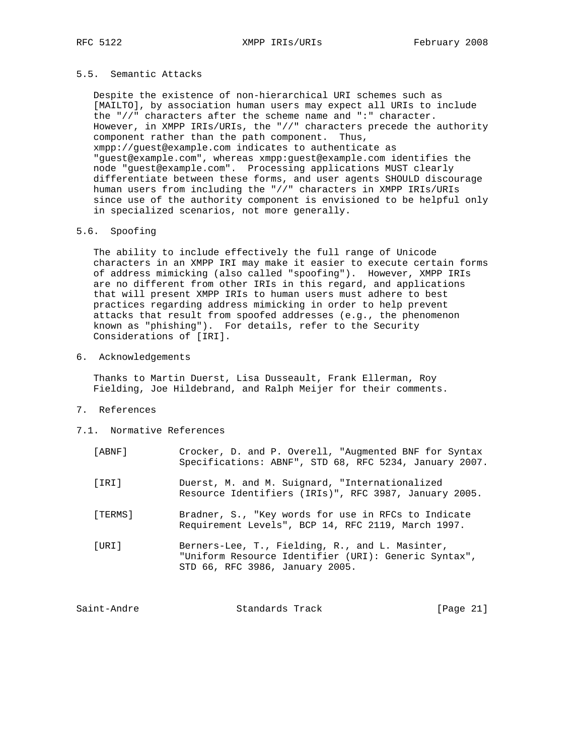### 5.5. Semantic Attacks

Despite the existence of non-hierarchical URI schemes such as [MAILTO], by association human users may expect all URIs to include the "//" characters after the scheme name and ":" character. However, in XMPP IRIs/URIs, the "//" characters precede the authority component rather than the path component. Thus, xmpp://guest@example.com indicates to authenticate as "guest@example.com", whereas xmpp:guest@example.com identifies the node "guest@example.com". Processing applications MUST clearly differentiate between these forms, and user agents SHOULD discourage human users from including the "//" characters in XMPP IRIs/URIs since use of the authority component is envisioned to be helpful only in specialized scenarios, not more generally.

### 5.6. Spoofing

The ability to include effectively the full range of Unicode characters in an XMPP IRI may make it easier to execute certain forms of address mimicking (also called "spoofing"). However, XMPP IRIs are no different from other IRIs in this regard, and applications that will present XMPP IRIs to human users must adhere to best practices regarding address mimicking in order to help prevent attacks that result from spoofed addresses (e.g., the phenomenon known as "phishing"). For details, refer to the Security Considerations of [IRI].

## 6. Acknowledgements

Thanks to Martin Duerst, Lisa Dusseault, Frank Ellerman, Roy Fielding, Joe Hildebrand, and Ralph Meijer for their comments.

## 7. References

### 7.1. Normative References

[ABNF] Crocker, D. and P. Overell, "Augmented BNF for Syntax Specifications: ABNF", STD 68, RFC 5234, January 2007.

[IRI] Duerst, M. and M. Suignard, "Internationalized Resource Identifiers (IRIs)", RFC 3987, January 2005.

[TERMS] Bradner, S., "Key words for use in RFCs to Indicate Requirement Levels", BCP 14, RFC 2119, March 1997.

[URI] Berners-Lee, T., Fielding, R., and L. Masinter, "Uniform Resource Identifier (URI): Generic Syntax", STD 66, RFC 3986, January 2005.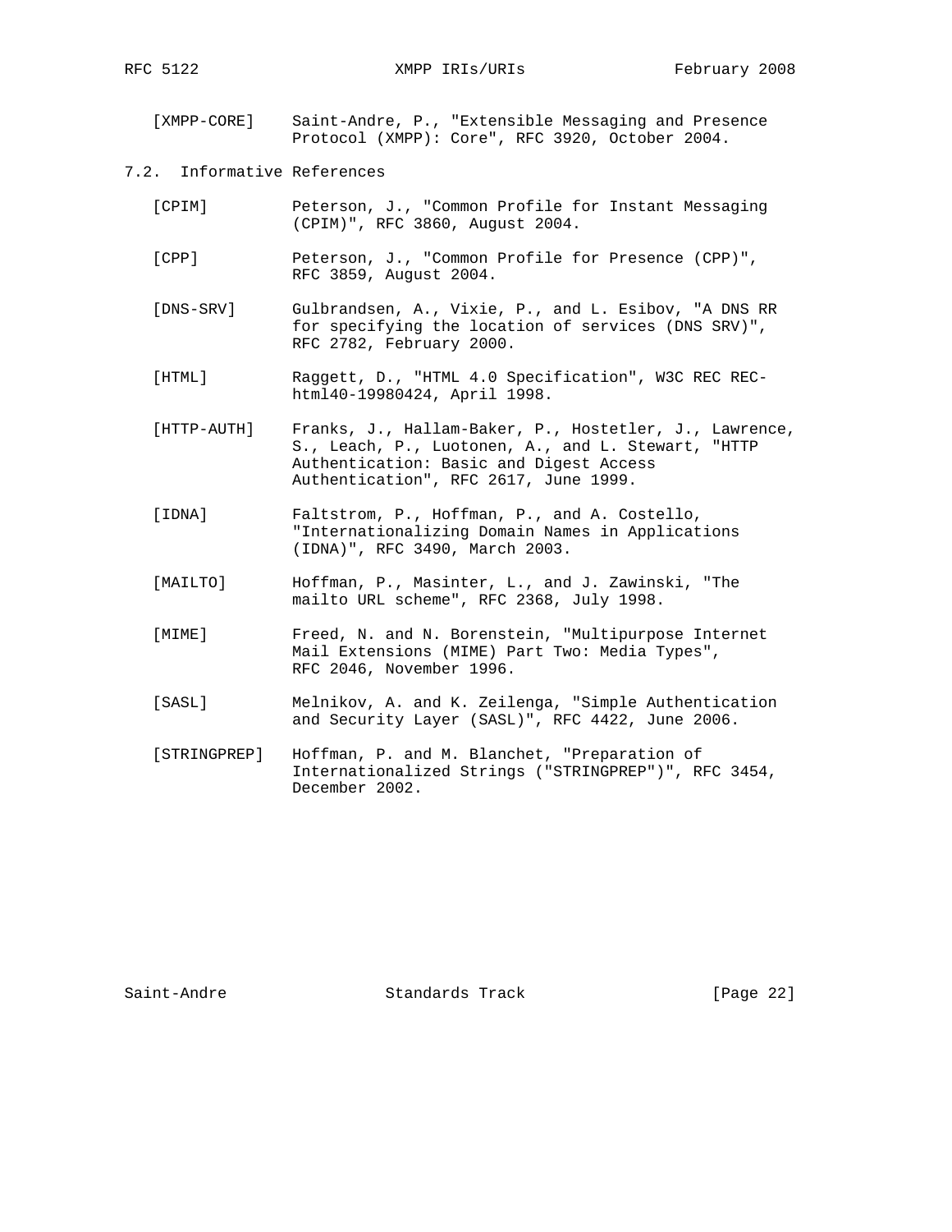[XMPP-CORE] Saint-Andre, P., "Extensible Messaging and Presence Protocol (XMPP): Core", RFC 3920, October 2004.

### 7.2. Informative References

[CPIM] Peterson, J., "Common Profile for Instant Messaging (CPIM)", RFC 3860, August 2004.

[CPP] Peterson, J., "Common Profile for Presence (CPP)", RFC 3859, August 2004.

[DNS-SRV] Gulbrandsen, A., Vixie, P., and L. Esibov, "A DNS RR for specifying the location of services (DNS SRV)", RFC 2782, February 2000.

[HTML] Raggett, D., "HTML 4.0 Specification", W3C REC REC-html40-19980424, April 1998.

[HTTP-AUTH] Franks, J., Hallam-Baker, P., Hostetler, J., Lawrence, S., Leach, P., Luotonen, A., and L. Stewart, "HTTP Authentication: Basic and Digest Access Authentication", RFC 2617, June 1999.

[IDNA] Faltstrom, P., Hoffman, P., and A. Costello, "Internationalizing Domain Names in Applications (IDNA)", RFC 3490, March 2003.

[MAILTO] Hoffman, P., Masinter, L., and J. Zawinski, "The mailto URL scheme", RFC 2368, July 1998.

[MIME] Freed, N. and N. Borenstein, "Multipurpose Internet Mail Extensions (MIME) Part Two: Media Types", RFC 2046, November 1996.

[SASL] Melnikov, A. and K. Zeilenga, "Simple Authentication and Security Layer (SASL)", RFC 4422, June 2006.

[STRINGPREP] Hoffman, P. and M. Blanchet, "Preparation of Internationalized Strings ("STRINGPREP")", RFC 3454, December 2002.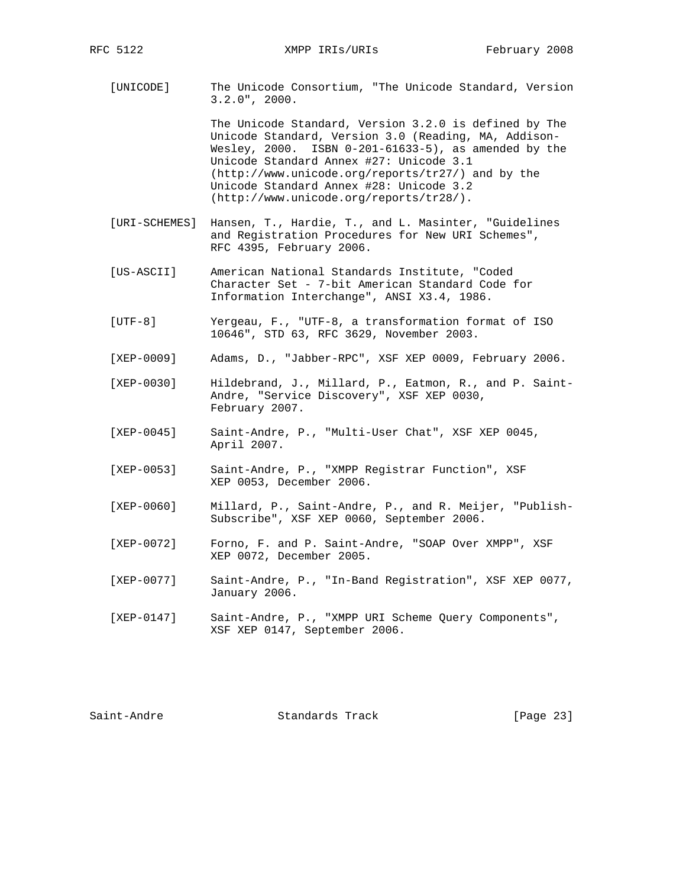[UNICODE] The Unicode Consortium, "The Unicode Standard, Version 3.2.0", 2000.

The Unicode Standard, Version 3.2.0 is defined by The Unicode Standard, Version 3.0 (Reading, MA, Addison-Wesley, 2000. ISBN 0-201-61633-5), as amended by the Unicode Standard Annex #27: Unicode 3.1 (http://www.unicode.org/reports/tr27/) and by the Unicode Standard Annex #28: Unicode 3.2 (http://www.unicode.org/reports/tr28/).

[URI-SCHEMES] Hansen, T., Hardie, T., and L. Masinter, "Guidelines and Registration Procedures for New URI Schemes", RFC 4395, February 2006.

[US-ASCII] American National Standards Institute, "Coded Character Set - 7-bit American Standard Code for Information Interchange", ANSI X3.4, 1986.

[UTF-8] Yergeau, F., "UTF-8, a transformation format of ISO 10646", STD 63, RFC 3629, November 2003.

[XEP-0009] Adams, D., "Jabber-RPC", XSF XEP 0009, February 2006.

[XEP-0030] Hildebrand, J., Millard, P., Eatmon, R., and P. Saint-Andre, "Service Discovery", XSF XEP 0030, February 2007.

[XEP-0045] Saint-Andre, P., "Multi-User Chat", XSF XEP 0045, April 2007.

[XEP-0053] Saint-Andre, P., "XMPP Registrar Function", XSF XEP 0053, December 2006.

[XEP-0060] Millard, P., Saint-Andre, P., and R. Meijer, "Publish-Subscribe", XSF XEP 0060, September 2006.

[XEP-0072] Forno, F. and P. Saint-Andre, "SOAP Over XMPP", XSF XEP 0072, December 2005.

[XEP-0077] Saint-Andre, P., "In-Band Registration", XSF XEP 0077, January 2006.

[XEP-0147] Saint-Andre, P., "XMPP URI Scheme Query Components", XSF XEP 0147, September 2006.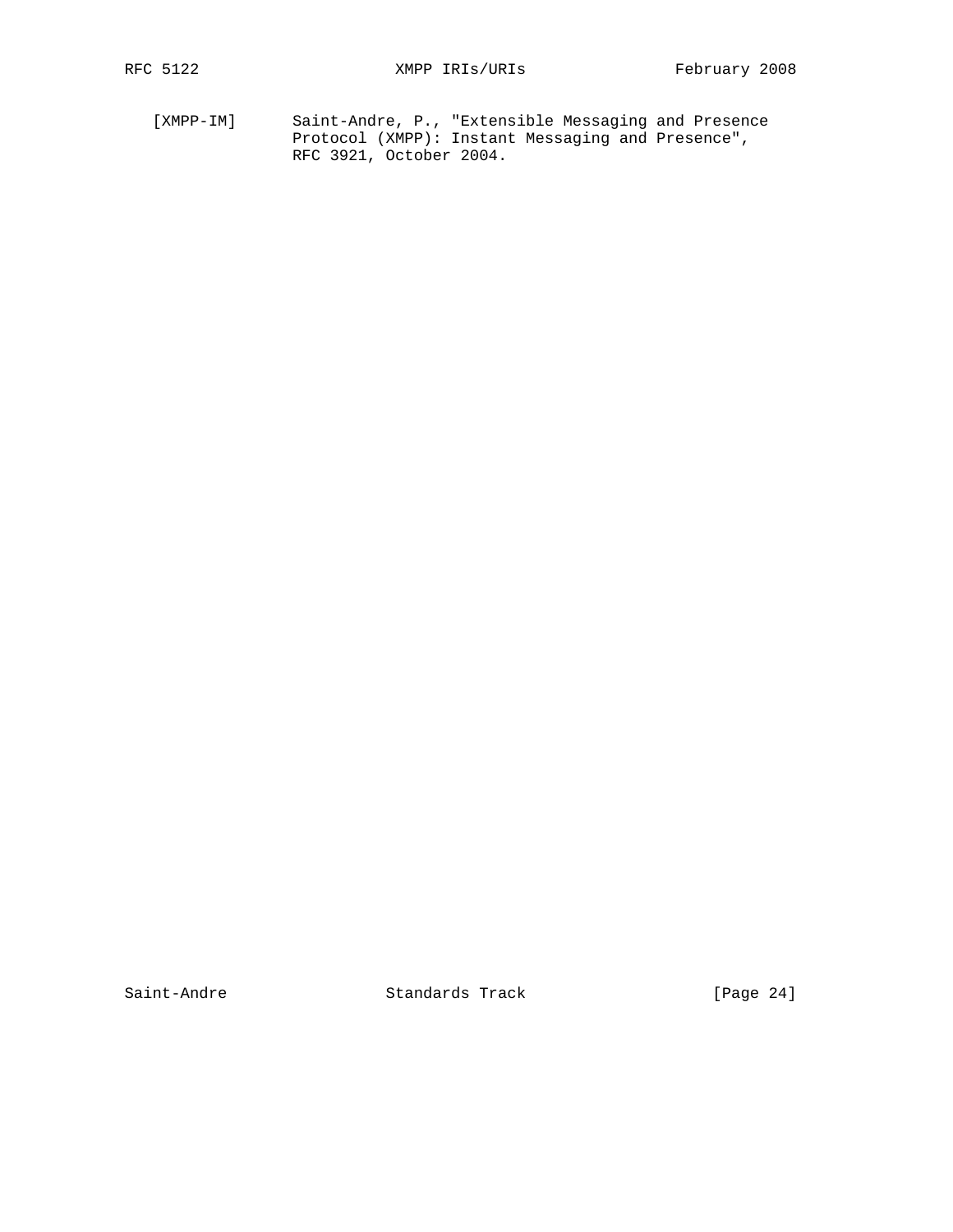[XMPP-IM]      Saint-Andre, P., "Extensible Messaging and Presence Protocol (XMPP): Instant Messaging and Presence", RFC 3921, October 2004.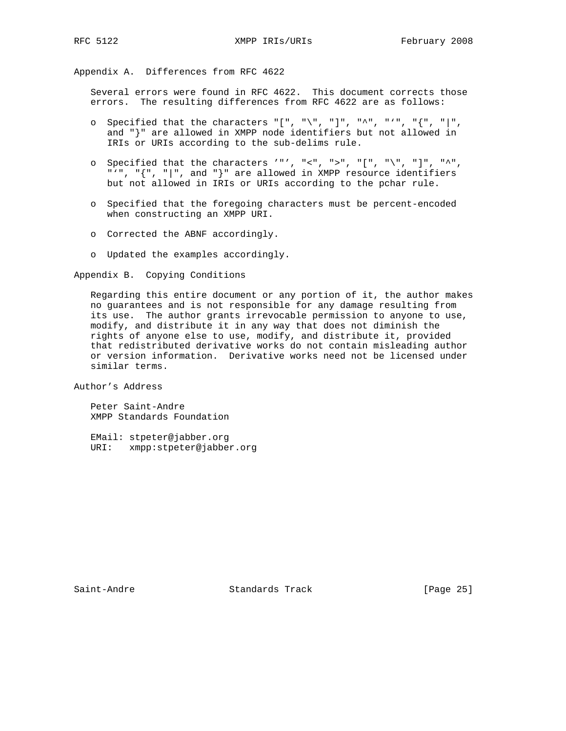## Appendix A. Differences from RFC 4622

Several errors were found in RFC 4622. This document corrects those errors. The resulting differences from RFC 4622 are as follows:

- Specified that the characters "[", "\", "]", "^", "`", "{", "|", and "}" are allowed in XMPP node identifiers but not allowed in IRIs or URIs according to the sub-delims rule.
- Specified that the characters '"', "<", ">", "[", "\", "]", "^", "`", "{", "|", and "}" are allowed in XMPP resource identifiers but not allowed in IRIs or URIs according to the pchar rule.
- Specified that the foregoing characters must be percent-encoded when constructing an XMPP URI.
- Corrected the ABNF accordingly.
- Updated the examples accordingly.

## Appendix B. Copying Conditions

Regarding this entire document or any portion of it, the author makes no guarantees and is not responsible for any damage resulting from its use. The author grants irrevocable permission to anyone to use, modify, and distribute it in any way that does not diminish the rights of anyone else to use, modify, and distribute it, provided that redistributed derivative works do not contain misleading author or version information. Derivative works need not be licensed under similar terms.

## Author's Address

Peter Saint-Andre
XMPP Standards Foundation

EMail: stpeter@jabber.org
URI: xmpp:stpeter@jabber.org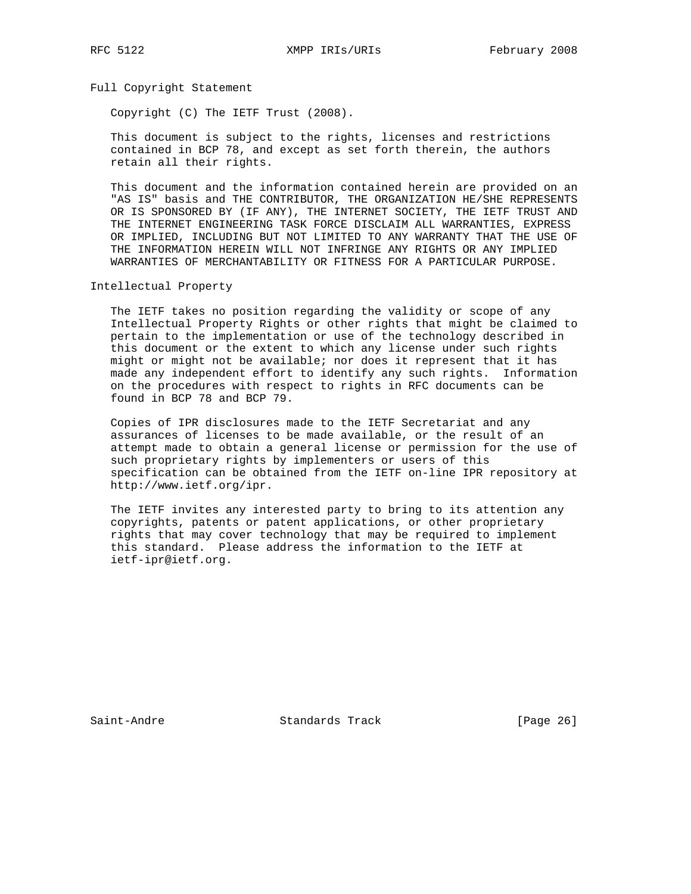## Full Copyright Statement

Copyright (C) The IETF Trust (2008).

This document is subject to the rights, licenses and restrictions contained in BCP 78, and except as set forth therein, the authors retain all their rights.

This document and the information contained herein are provided on an "AS IS" basis and THE CONTRIBUTOR, THE ORGANIZATION HE/SHE REPRESENTS OR IS SPONSORED BY (IF ANY), THE INTERNET SOCIETY, THE IETF TRUST AND THE INTERNET ENGINEERING TASK FORCE DISCLAIM ALL WARRANTIES, EXPRESS OR IMPLIED, INCLUDING BUT NOT LIMITED TO ANY WARRANTY THAT THE USE OF THE INFORMATION HEREIN WILL NOT INFRINGE ANY RIGHTS OR ANY IMPLIED WARRANTIES OF MERCHANTABILITY OR FITNESS FOR A PARTICULAR PURPOSE.

## Intellectual Property

The IETF takes no position regarding the validity or scope of any Intellectual Property Rights or other rights that might be claimed to pertain to the implementation or use of the technology described in this document or the extent to which any license under such rights might or might not be available; nor does it represent that it has made any independent effort to identify any such rights. Information on the procedures with respect to rights in RFC documents can be found in BCP 78 and BCP 79.

Copies of IPR disclosures made to the IETF Secretariat and any assurances of licenses to be made available, or the result of an attempt made to obtain a general license or permission for the use of such proprietary rights by implementers or users of this specification can be obtained from the IETF on-line IPR repository at http://www.ietf.org/ipr.

The IETF invites any interested party to bring to its attention any copyrights, patents or patent applications, or other proprietary rights that may cover technology that may be required to implement this standard. Please address the information to the IETF at ietf-ipr@ietf.org.